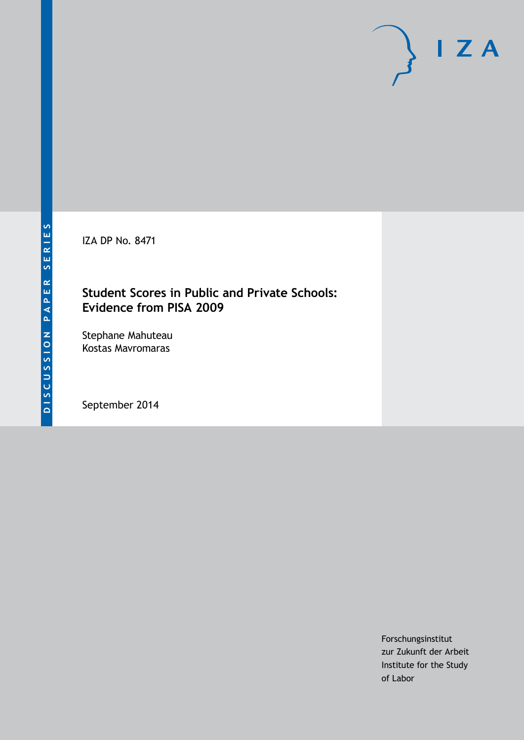DISCUSSION PAPER SERIES

IZA DP No. 8471

# Student Scores in Public and Private Schools: Evidence from PISA 2009

Stephane Mahuteau
Kostas Mavromaras

September 2014

IZA

Forschungsinstitut
zur Zukunft der Arbeit
Institute for the Study
of Labor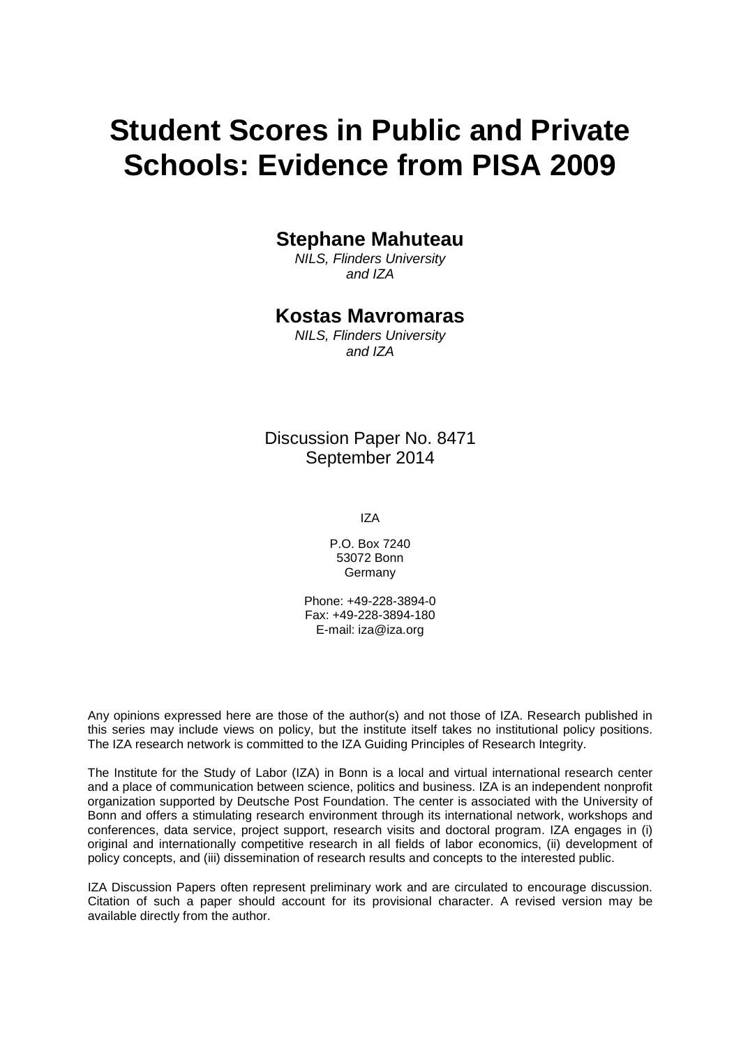# Student Scores in Public and Private Schools: Evidence from PISA 2009

**Stephane Mahuteau**

*NILS, Flinders University and IZA*

**Kostas Mavromaras**

*NILS, Flinders University and IZA*

Discussion Paper No. 8471
September 2014

IZA

P.O. Box 7240
53072 Bonn
Germany

Phone: +49-228-3894-0
Fax: +49-228-3894-180
E-mail: iza@iza.org

Any opinions expressed here are those of the author(s) and not those of IZA. Research published in this series may include views on policy, but the institute itself takes no institutional policy positions. The IZA research network is committed to the IZA Guiding Principles of Research Integrity.

The Institute for the Study of Labor (IZA) in Bonn is a local and virtual international research center and a place of communication between science, politics and business. IZA is an independent nonprofit organization supported by Deutsche Post Foundation. The center is associated with the University of Bonn and offers a stimulating research environment through its international network, workshops and conferences, data service, project support, research visits and doctoral program. IZA engages in (i) original and internationally competitive research in all fields of labor economics, (ii) development of policy concepts, and (iii) dissemination of research results and concepts to the interested public.

IZA Discussion Papers often represent preliminary work and are circulated to encourage discussion. Citation of such a paper should account for its provisional character. A revised version may be available directly from the author.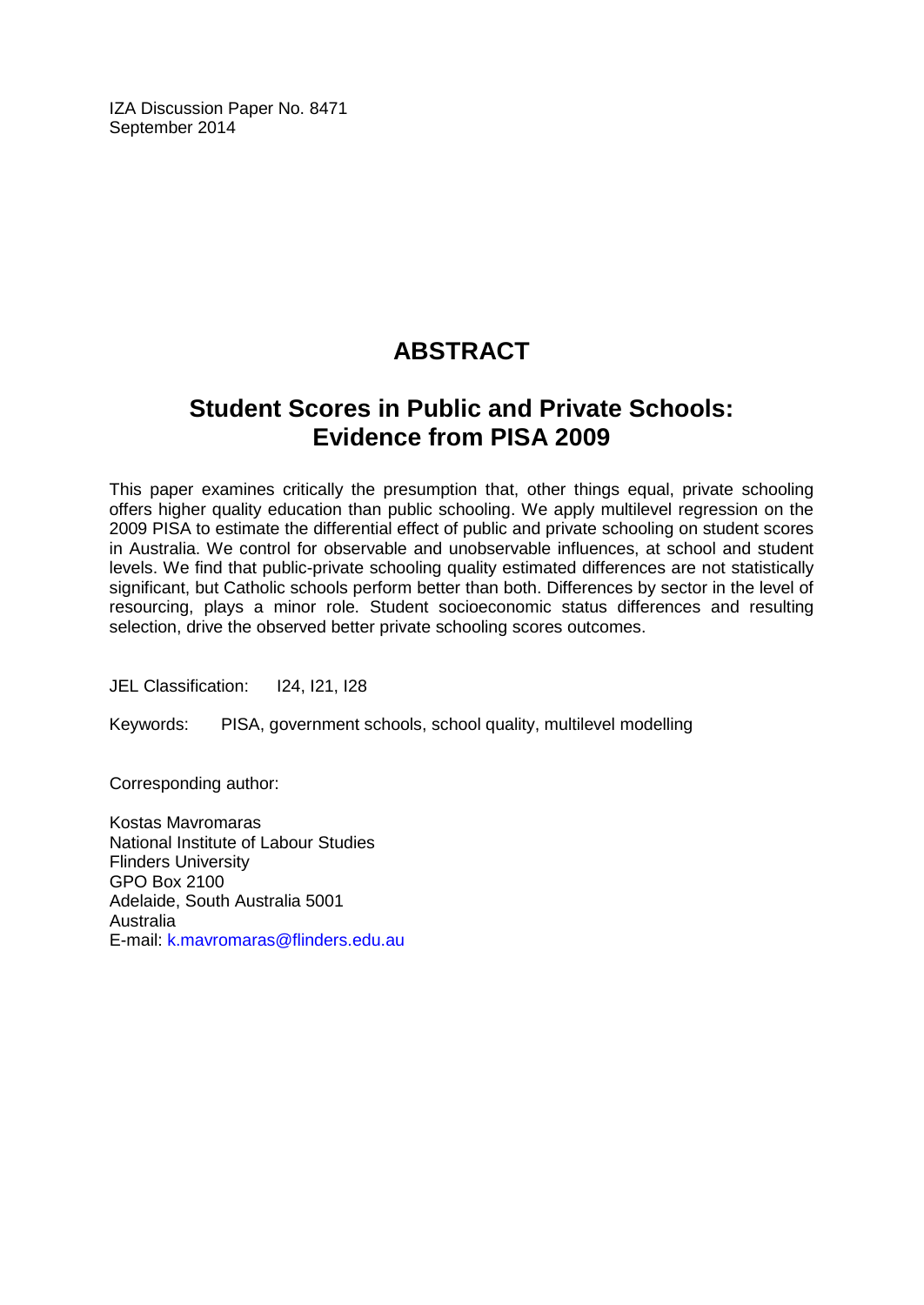IZA Discussion Paper No. 8471
September 2014

# ABSTRACT

## Student Scores in Public and Private Schools: Evidence from PISA 2009

This paper examines critically the presumption that, other things equal, private schooling offers higher quality education than public schooling. We apply multilevel regression on the 2009 PISA to estimate the differential effect of public and private schooling on student scores in Australia. We control for observable and unobservable influences, at school and student levels. We find that public-private schooling quality estimated differences are not statistically significant, but Catholic schools perform better than both. Differences by sector in the level of resourcing, plays a minor role. Student socioeconomic status differences and resulting selection, drive the observed better private schooling scores outcomes.

JEL Classification: I24, I21, I28

Keywords: PISA, government schools, school quality, multilevel modelling

Corresponding author:

Kostas Mavromaras
National Institute of Labour Studies
Flinders University
GPO Box 2100
Adelaide, South Australia 5001
Australia
E-mail: k.mavromaras@flinders.edu.au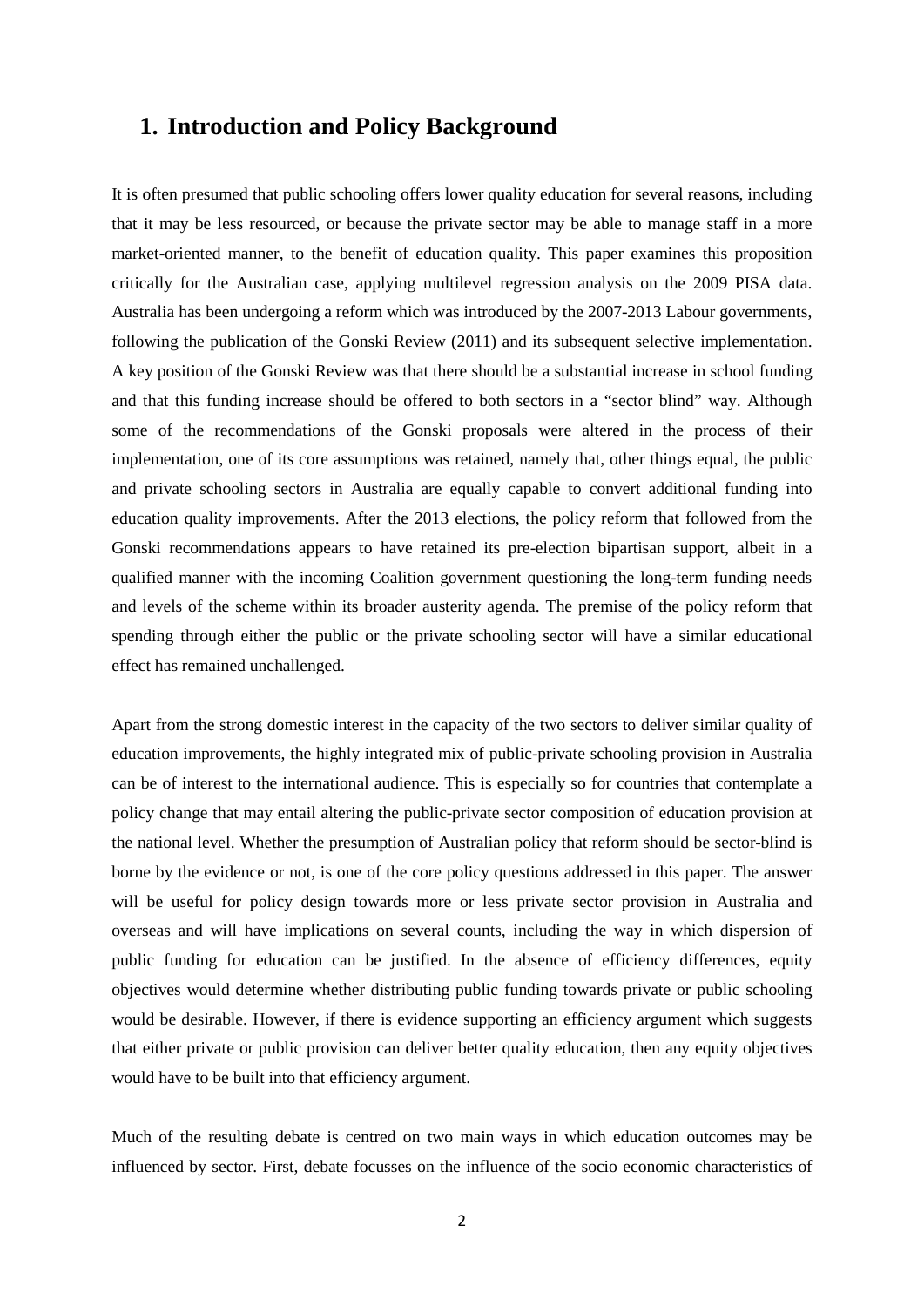# 1. Introduction and Policy Background

It is often presumed that public schooling offers lower quality education for several reasons, including that it may be less resourced, or because the private sector may be able to manage staff in a more market-oriented manner, to the benefit of education quality. This paper examines this proposition critically for the Australian case, applying multilevel regression analysis on the 2009 PISA data. Australia has been undergoing a reform which was introduced by the 2007-2013 Labour governments, following the publication of the Gonski Review (2011) and its subsequent selective implementation. A key position of the Gonski Review was that there should be a substantial increase in school funding and that this funding increase should be offered to both sectors in a "sector blind" way. Although some of the recommendations of the Gonski proposals were altered in the process of their implementation, one of its core assumptions was retained, namely that, other things equal, the public and private schooling sectors in Australia are equally capable to convert additional funding into education quality improvements. After the 2013 elections, the policy reform that followed from the Gonski recommendations appears to have retained its pre-election bipartisan support, albeit in a qualified manner with the incoming Coalition government questioning the long-term funding needs and levels of the scheme within its broader austerity agenda. The premise of the policy reform that spending through either the public or the private schooling sector will have a similar educational effect has remained unchallenged.

Apart from the strong domestic interest in the capacity of the two sectors to deliver similar quality of education improvements, the highly integrated mix of public-private schooling provision in Australia can be of interest to the international audience. This is especially so for countries that contemplate a policy change that may entail altering the public-private sector composition of education provision at the national level. Whether the presumption of Australian policy that reform should be sector-blind is borne by the evidence or not, is one of the core policy questions addressed in this paper. The answer will be useful for policy design towards more or less private sector provision in Australia and overseas and will have implications on several counts, including the way in which dispersion of public funding for education can be justified. In the absence of efficiency differences, equity objectives would determine whether distributing public funding towards private or public schooling would be desirable. However, if there is evidence supporting an efficiency argument which suggests that either private or public provision can deliver better quality education, then any equity objectives would have to be built into that efficiency argument.

Much of the resulting debate is centred on two main ways in which education outcomes may be influenced by sector. First, debate focusses on the influence of the socio economic characteristics of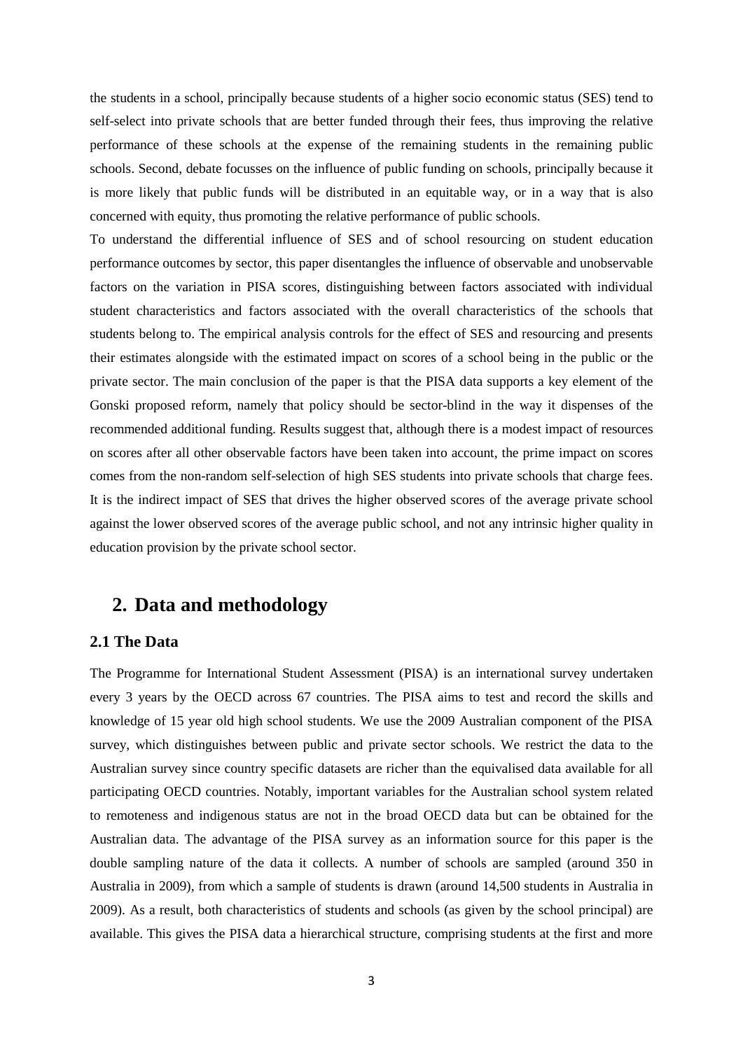the students in a school, principally because students of a higher socio economic status (SES) tend to self-select into private schools that are better funded through their fees, thus improving the relative performance of these schools at the expense of the remaining students in the remaining public schools. Second, debate focusses on the influence of public funding on schools, principally because it is more likely that public funds will be distributed in an equitable way, or in a way that is also concerned with equity, thus promoting the relative performance of public schools.

To understand the differential influence of SES and of school resourcing on student education performance outcomes by sector, this paper disentangles the influence of observable and unobservable factors on the variation in PISA scores, distinguishing between factors associated with individual student characteristics and factors associated with the overall characteristics of the schools that students belong to. The empirical analysis controls for the effect of SES and resourcing and presents their estimates alongside with the estimated impact on scores of a school being in the public or the private sector. The main conclusion of the paper is that the PISA data supports a key element of the Gonski proposed reform, namely that policy should be sector-blind in the way it dispenses of the recommended additional funding. Results suggest that, although there is a modest impact of resources on scores after all other observable factors have been taken into account, the prime impact on scores comes from the non-random self-selection of high SES students into private schools that charge fees. It is the indirect impact of SES that drives the higher observed scores of the average private school against the lower observed scores of the average public school, and not any intrinsic higher quality in education provision by the private school sector.

# 2. Data and methodology

## 2.1 The Data

The Programme for International Student Assessment (PISA) is an international survey undertaken every 3 years by the OECD across 67 countries. The PISA aims to test and record the skills and knowledge of 15 year old high school students. We use the 2009 Australian component of the PISA survey, which distinguishes between public and private sector schools. We restrict the data to the Australian survey since country specific datasets are richer than the equivalised data available for all participating OECD countries. Notably, important variables for the Australian school system related to remoteness and indigenous status are not in the broad OECD data but can be obtained for the Australian data. The advantage of the PISA survey as an information source for this paper is the double sampling nature of the data it collects. A number of schools are sampled (around 350 in Australia in 2009), from which a sample of students is drawn (around 14,500 students in Australia in 2009). As a result, both characteristics of students and schools (as given by the school principal) are available. This gives the PISA data a hierarchical structure, comprising students at the first and more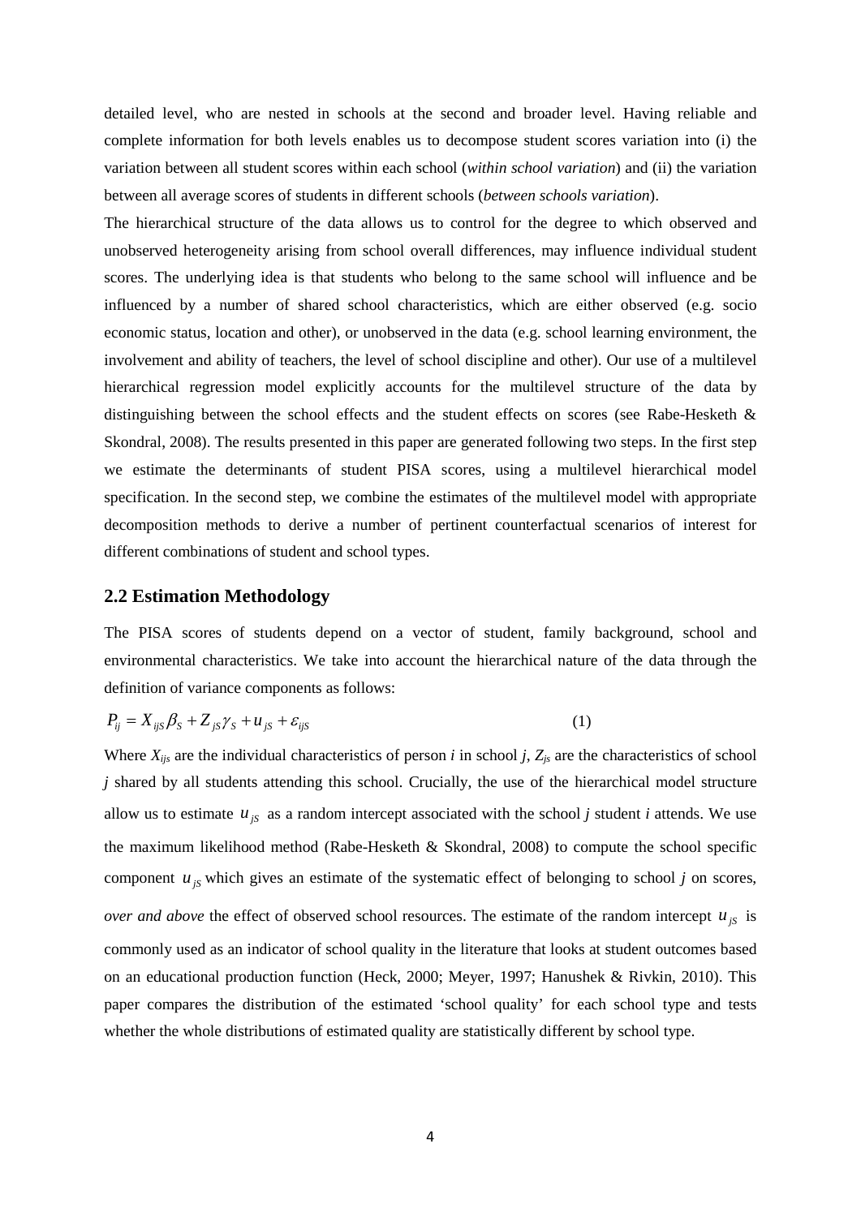detailed level, who are nested in schools at the second and broader level. Having reliable and complete information for both levels enables us to decompose student scores variation into (i) the variation between all student scores within each school (*within school variation*) and (ii) the variation between all average scores of students in different schools (*between schools variation*).

The hierarchical structure of the data allows us to control for the degree to which observed and unobserved heterogeneity arising from school overall differences, may influence individual student scores. The underlying idea is that students who belong to the same school will influence and be influenced by a number of shared school characteristics, which are either observed (e.g. socio economic status, location and other), or unobserved in the data (e.g. school learning environment, the involvement and ability of teachers, the level of school discipline and other). Our use of a multilevel hierarchical regression model explicitly accounts for the multilevel structure of the data by distinguishing between the school effects and the student effects on scores (see Rabe-Hesketh & Skondral, 2008). The results presented in this paper are generated following two steps. In the first step we estimate the determinants of student PISA scores, using a multilevel hierarchical model specification. In the second step, we combine the estimates of the multilevel model with appropriate decomposition methods to derive a number of pertinent counterfactual scenarios of interest for different combinations of student and school types.

## 2.2 Estimation Methodology

The PISA scores of students depend on a vector of student, family background, school and environmental characteristics. We take into account the hierarchical nature of the data through the definition of variance components as follows:

$$P_{ij} = X_{ijS}\beta_S + Z_{jS}\gamma_S + u_{jS} + \varepsilon_{ijS} \tag{1}$$

Where $X_{ijs}$ are the individual characteristics of person *i* in school *j*, $Z_{js}$ are the characteristics of school *j* shared by all students attending this school. Crucially, the use of the hierarchical model structure allow us to estimate $u_{jS}$ as a random intercept associated with the school *j* student *i* attends. We use the maximum likelihood method (Rabe-Hesketh & Skondral, 2008) to compute the school specific component $u_{jS}$ which gives an estimate of the systematic effect of belonging to school *j* on scores, *over and above* the effect of observed school resources. The estimate of the random intercept $u_{jS}$ is commonly used as an indicator of school quality in the literature that looks at student outcomes based on an educational production function (Heck, 2000; Meyer, 1997; Hanushek & Rivkin, 2010). This paper compares the distribution of the estimated 'school quality' for each school type and tests whether the whole distributions of estimated quality are statistically different by school type.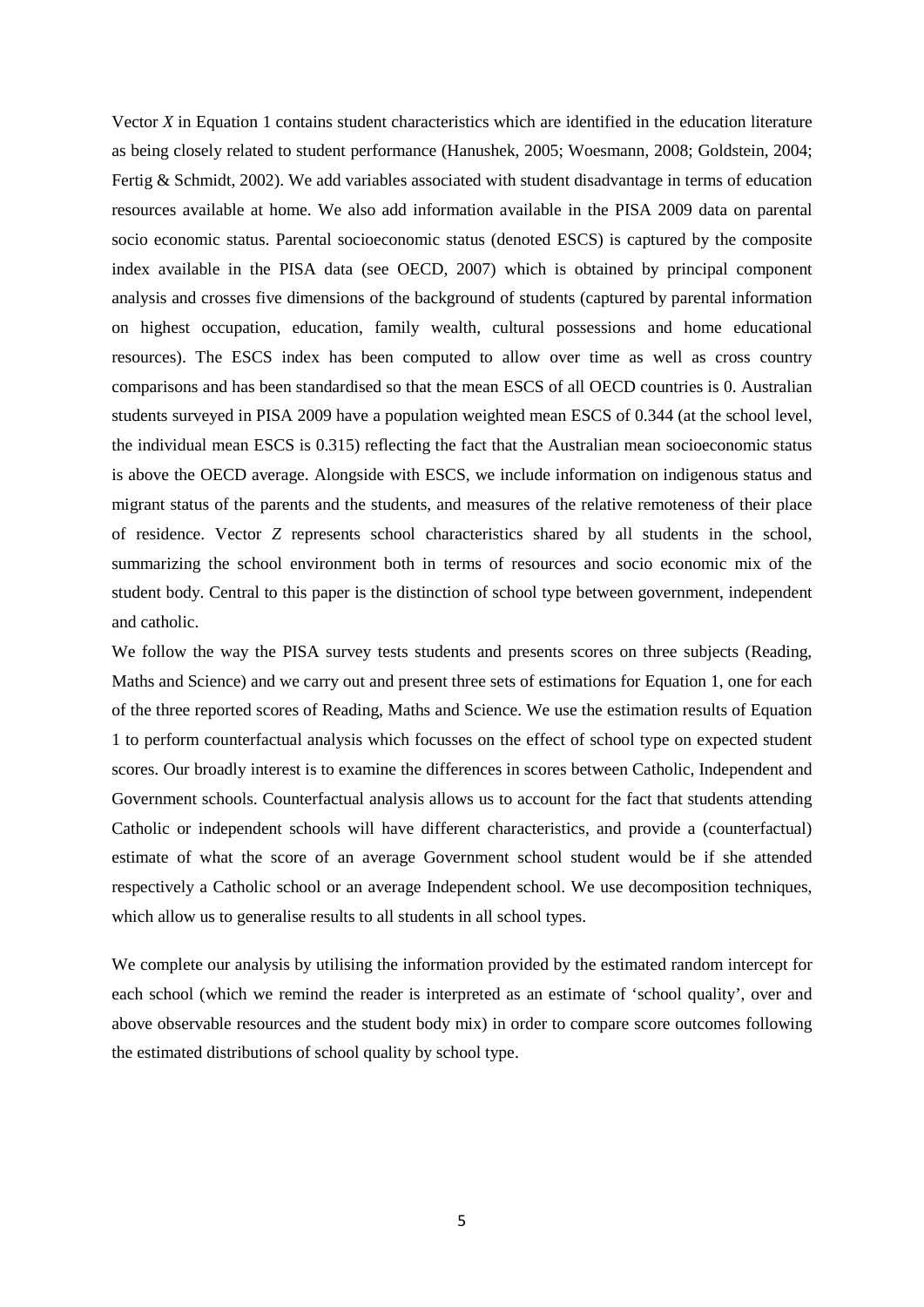Vector $X$ in Equation 1 contains student characteristics which are identified in the education literature as being closely related to student performance (Hanushek, 2005; Woesmann, 2008; Goldstein, 2004; Fertig & Schmidt, 2002). We add variables associated with student disadvantage in terms of education resources available at home. We also add information available in the PISA 2009 data on parental socio economic status. Parental socioeconomic status (denoted ESCS) is captured by the composite index available in the PISA data (see OECD, 2007) which is obtained by principal component analysis and crosses five dimensions of the background of students (captured by parental information on highest occupation, education, family wealth, cultural possessions and home educational resources). The ESCS index has been computed to allow over time as well as cross country comparisons and has been standardised so that the mean ESCS of all OECD countries is 0. Australian students surveyed in PISA 2009 have a population weighted mean ESCS of 0.344 (at the school level, the individual mean ESCS is 0.315) reflecting the fact that the Australian mean socioeconomic status is above the OECD average. Alongside with ESCS, we include information on indigenous status and migrant status of the parents and the students, and measures of the relative remoteness of their place of residence. Vector $Z$ represents school characteristics shared by all students in the school, summarizing the school environment both in terms of resources and socio economic mix of the student body. Central to this paper is the distinction of school type between government, independent and catholic.

We follow the way the PISA survey tests students and presents scores on three subjects (Reading, Maths and Science) and we carry out and present three sets of estimations for Equation 1, one for each of the three reported scores of Reading, Maths and Science. We use the estimation results of Equation 1 to perform counterfactual analysis which focusses on the effect of school type on expected student scores. Our broadly interest is to examine the differences in scores between Catholic, Independent and Government schools. Counterfactual analysis allows us to account for the fact that students attending Catholic or independent schools will have different characteristics, and provide a (counterfactual) estimate of what the score of an average Government school student would be if she attended respectively a Catholic school or an average Independent school. We use decomposition techniques, which allow us to generalise results to all students in all school types.

We complete our analysis by utilising the information provided by the estimated random intercept for each school (which we remind the reader is interpreted as an estimate of 'school quality', over and above observable resources and the student body mix) in order to compare score outcomes following the estimated distributions of school quality by school type.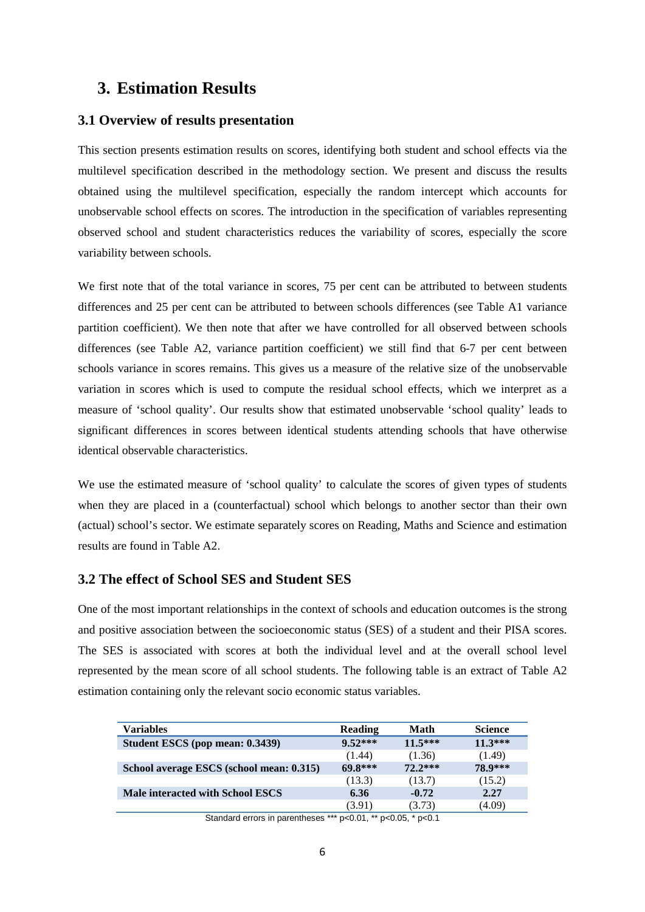# 3. Estimation Results

## 3.1 Overview of results presentation

This section presents estimation results on scores, identifying both student and school effects via the multilevel specification described in the methodology section. We present and discuss the results obtained using the multilevel specification, especially the random intercept which accounts for unobservable school effects on scores. The introduction in the specification of variables representing observed school and student characteristics reduces the variability of scores, especially the score variability between schools.

We first note that of the total variance in scores, 75 per cent can be attributed to between students differences and 25 per cent can be attributed to between schools differences (see Table A1 variance partition coefficient). We then note that after we have controlled for all observed between schools differences (see Table A2, variance partition coefficient) we still find that 6-7 per cent between schools variance in scores remains. This gives us a measure of the relative size of the unobservable variation in scores which is used to compute the residual school effects, which we interpret as a measure of 'school quality'. Our results show that estimated unobservable 'school quality' leads to significant differences in scores between identical students attending schools that have otherwise identical observable characteristics.

We use the estimated measure of 'school quality' to calculate the scores of given types of students when they are placed in a (counterfactual) school which belongs to another sector than their own (actual) school's sector. We estimate separately scores on Reading, Maths and Science and estimation results are found in Table A2.

## 3.2 The effect of School SES and Student SES

One of the most important relationships in the context of schools and education outcomes is the strong and positive association between the socioeconomic status (SES) of a student and their PISA scores. The SES is associated with scores at both the individual level and at the overall school level represented by the mean score of all school students. The following table is an extract of Table A2 estimation containing only the relevant socio economic status variables.

| Variables | Reading | Math | Science |
|---|---|---|---|
| **Student ESCS (pop mean: 0.3439)** | **9.52\*\*\*** | **11.5\*\*\*** | **11.3\*\*\*** |
| | (1.44) | (1.36) | (1.49) |
| **School average ESCS (school mean: 0.315)** | **69.8\*\*\*** | **72.2\*\*\*** | **78.9\*\*\*** |
| | (13.3) | (13.7) | (15.2) |
| **Male interacted with School ESCS** | **6.36** | **-0.72** | **2.27** |
| | (3.91) | (3.73) | (4.09) |

Standard errors in parentheses *** p<0.01, ** p<0.05, * p<0.1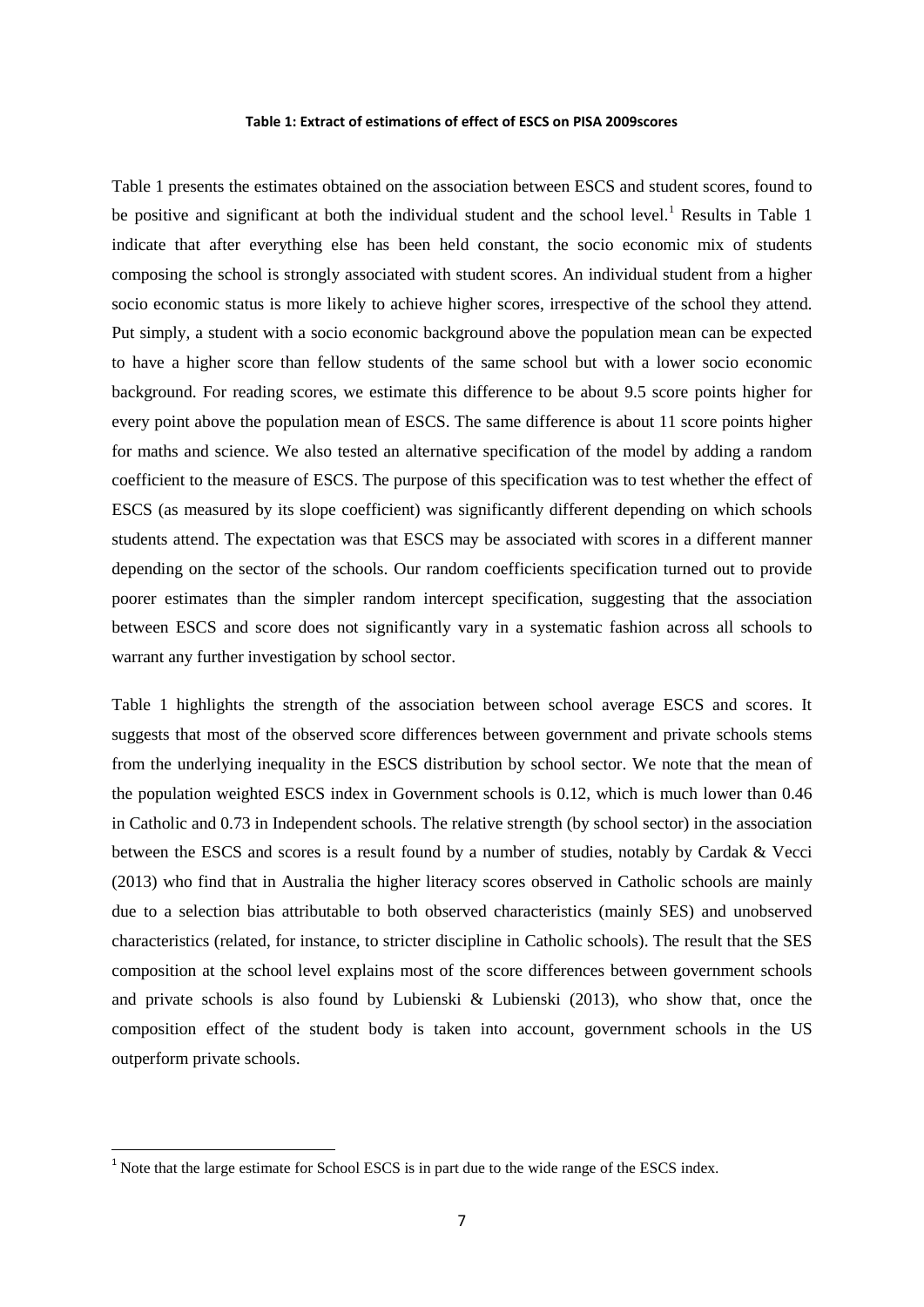**Table 1: Extract of estimations of effect of ESCS on PISA 2009scores**

Table 1 presents the estimates obtained on the association between ESCS and student scores, found to be positive and significant at both the individual student and the school level.[1] Results in Table 1 indicate that after everything else has been held constant, the socio economic mix of students composing the school is strongly associated with student scores. An individual student from a higher socio economic status is more likely to achieve higher scores, irrespective of the school they attend. Put simply, a student with a socio economic background above the population mean can be expected to have a higher score than fellow students of the same school but with a lower socio economic background. For reading scores, we estimate this difference to be about 9.5 score points higher for every point above the population mean of ESCS. The same difference is about 11 score points higher for maths and science. We also tested an alternative specification of the model by adding a random coefficient to the measure of ESCS. The purpose of this specification was to test whether the effect of ESCS (as measured by its slope coefficient) was significantly different depending on which schools students attend. The expectation was that ESCS may be associated with scores in a different manner depending on the sector of the schools. Our random coefficients specification turned out to provide poorer estimates than the simpler random intercept specification, suggesting that the association between ESCS and score does not significantly vary in a systematic fashion across all schools to warrant any further investigation by school sector.

Table 1 highlights the strength of the association between school average ESCS and scores. It suggests that most of the observed score differences between government and private schools stems from the underlying inequality in the ESCS distribution by school sector. We note that the mean of the population weighted ESCS index in Government schools is 0.12, which is much lower than 0.46 in Catholic and 0.73 in Independent schools. The relative strength (by school sector) in the association between the ESCS and scores is a result found by a number of studies, notably by Cardak & Vecci (2013) who find that in Australia the higher literacy scores observed in Catholic schools are mainly due to a selection bias attributable to both observed characteristics (mainly SES) and unobserved characteristics (related, for instance, to stricter discipline in Catholic schools). The result that the SES composition at the school level explains most of the score differences between government schools and private schools is also found by Lubienski & Lubienski (2013), who show that, once the composition effect of the student body is taken into account, government schools in the US outperform private schools.

[1] Note that the large estimate for School ESCS is in part due to the wide range of the ESCS index.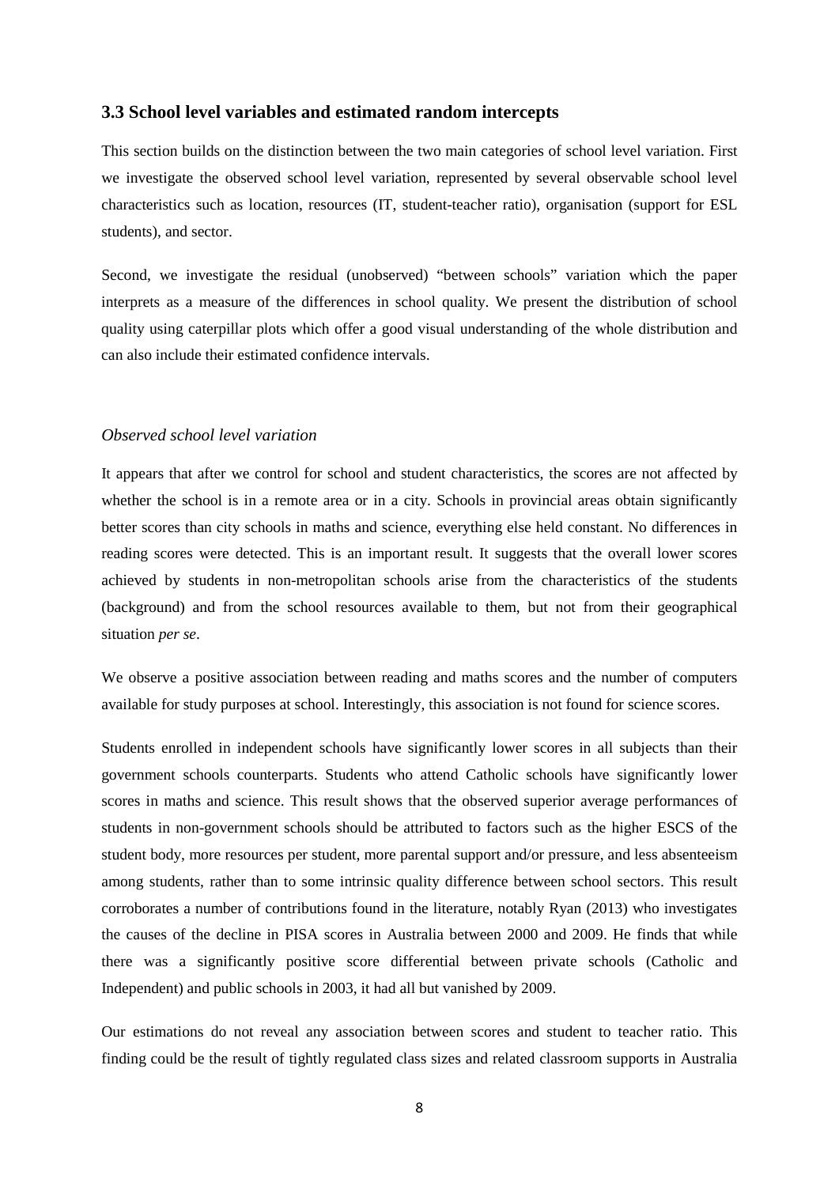### 3.3 School level variables and estimated random intercepts

This section builds on the distinction between the two main categories of school level variation. First we investigate the observed school level variation, represented by several observable school level characteristics such as location, resources (IT, student-teacher ratio), organisation (support for ESL students), and sector.

Second, we investigate the residual (unobserved) "between schools" variation which the paper interprets as a measure of the differences in school quality. We present the distribution of school quality using caterpillar plots which offer a good visual understanding of the whole distribution and can also include their estimated confidence intervals.

*Observed school level variation*

It appears that after we control for school and student characteristics, the scores are not affected by whether the school is in a remote area or in a city. Schools in provincial areas obtain significantly better scores than city schools in maths and science, everything else held constant. No differences in reading scores were detected. This is an important result. It suggests that the overall lower scores achieved by students in non-metropolitan schools arise from the characteristics of the students (background) and from the school resources available to them, but not from their geographical situation *per se*.

We observe a positive association between reading and maths scores and the number of computers available for study purposes at school. Interestingly, this association is not found for science scores.

Students enrolled in independent schools have significantly lower scores in all subjects than their government schools counterparts. Students who attend Catholic schools have significantly lower scores in maths and science. This result shows that the observed superior average performances of students in non-government schools should be attributed to factors such as the higher ESCS of the student body, more resources per student, more parental support and/or pressure, and less absenteeism among students, rather than to some intrinsic quality difference between school sectors. This result corroborates a number of contributions found in the literature, notably Ryan (2013) who investigates the causes of the decline in PISA scores in Australia between 2000 and 2009. He finds that while there was a significantly positive score differential between private schools (Catholic and Independent) and public schools in 2003, it had all but vanished by 2009.

Our estimations do not reveal any association between scores and student to teacher ratio. This finding could be the result of tightly regulated class sizes and related classroom supports in Australia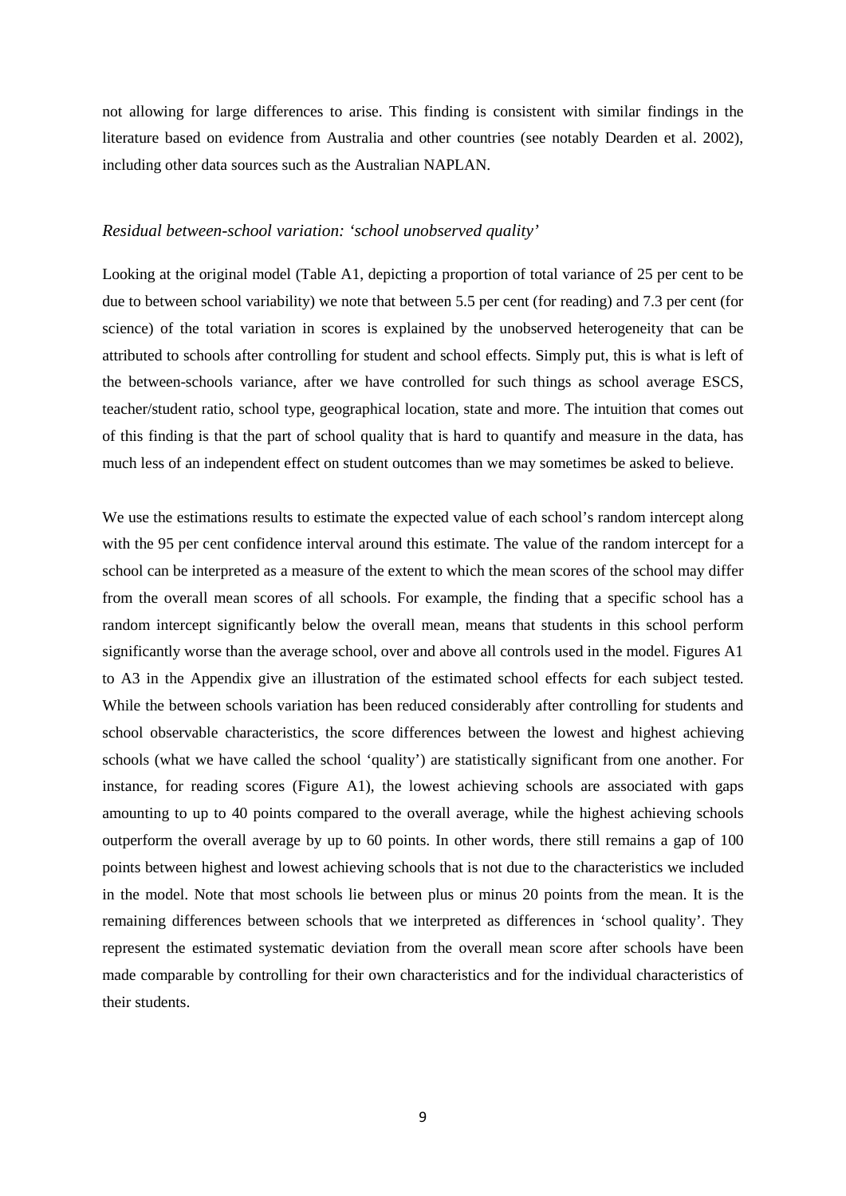not allowing for large differences to arise. This finding is consistent with similar findings in the literature based on evidence from Australia and other countries (see notably Dearden et al. 2002), including other data sources such as the Australian NAPLAN.

### *Residual between-school variation: 'school unobserved quality'*

Looking at the original model (Table A1, depicting a proportion of total variance of 25 per cent to be due to between school variability) we note that between 5.5 per cent (for reading) and 7.3 per cent (for science) of the total variation in scores is explained by the unobserved heterogeneity that can be attributed to schools after controlling for student and school effects. Simply put, this is what is left of the between-schools variance, after we have controlled for such things as school average ESCS, teacher/student ratio, school type, geographical location, state and more. The intuition that comes out of this finding is that the part of school quality that is hard to quantify and measure in the data, has much less of an independent effect on student outcomes than we may sometimes be asked to believe.

We use the estimations results to estimate the expected value of each school's random intercept along with the 95 per cent confidence interval around this estimate. The value of the random intercept for a school can be interpreted as a measure of the extent to which the mean scores of the school may differ from the overall mean scores of all schools. For example, the finding that a specific school has a random intercept significantly below the overall mean, means that students in this school perform significantly worse than the average school, over and above all controls used in the model. Figures A1 to A3 in the Appendix give an illustration of the estimated school effects for each subject tested. While the between schools variation has been reduced considerably after controlling for students and school observable characteristics, the score differences between the lowest and highest achieving schools (what we have called the school 'quality') are statistically significant from one another. For instance, for reading scores (Figure A1), the lowest achieving schools are associated with gaps amounting to up to 40 points compared to the overall average, while the highest achieving schools outperform the overall average by up to 60 points. In other words, there still remains a gap of 100 points between highest and lowest achieving schools that is not due to the characteristics we included in the model. Note that most schools lie between plus or minus 20 points from the mean. It is the remaining differences between schools that we interpreted as differences in 'school quality'. They represent the estimated systematic deviation from the overall mean score after schools have been made comparable by controlling for their own characteristics and for the individual characteristics of their students.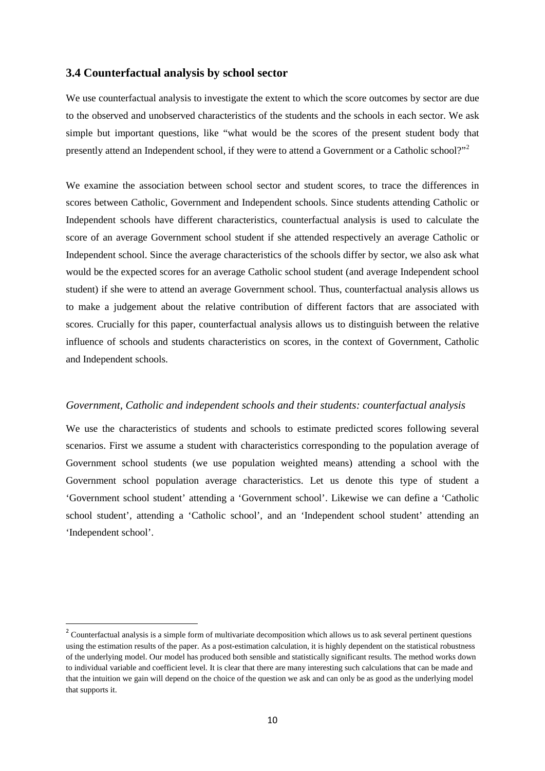### 3.4 Counterfactual analysis by school sector

We use counterfactual analysis to investigate the extent to which the score outcomes by sector are due to the observed and unobserved characteristics of the students and the schools in each sector. We ask simple but important questions, like "what would be the scores of the present student body that presently attend an Independent school, if they were to attend a Government or a Catholic school?"[2]

We examine the association between school sector and student scores, to trace the differences in scores between Catholic, Government and Independent schools. Since students attending Catholic or Independent schools have different characteristics, counterfactual analysis is used to calculate the score of an average Government school student if she attended respectively an average Catholic or Independent school. Since the average characteristics of the schools differ by sector, we also ask what would be the expected scores for an average Catholic school student (and average Independent school student) if she were to attend an average Government school. Thus, counterfactual analysis allows us to make a judgement about the relative contribution of different factors that are associated with scores. Crucially for this paper, counterfactual analysis allows us to distinguish between the relative influence of schools and students characteristics on scores, in the context of Government, Catholic and Independent schools.

*Government, Catholic and independent schools and their students: counterfactual analysis*

We use the characteristics of students and schools to estimate predicted scores following several scenarios. First we assume a student with characteristics corresponding to the population average of Government school students (we use population weighted means) attending a school with the Government school population average characteristics. Let us denote this type of student a 'Government school student' attending a 'Government school'. Likewise we can define a 'Catholic school student', attending a 'Catholic school', and an 'Independent school student' attending an 'Independent school'.

[2] Counterfactual analysis is a simple form of multivariate decomposition which allows us to ask several pertinent questions using the estimation results of the paper. As a post-estimation calculation, it is highly dependent on the statistical robustness of the underlying model. Our model has produced both sensible and statistically significant results. The method works down to individual variable and coefficient level. It is clear that there are many interesting such calculations that can be made and that the intuition we gain will depend on the choice of the question we ask and can only be as good as the underlying model that supports it.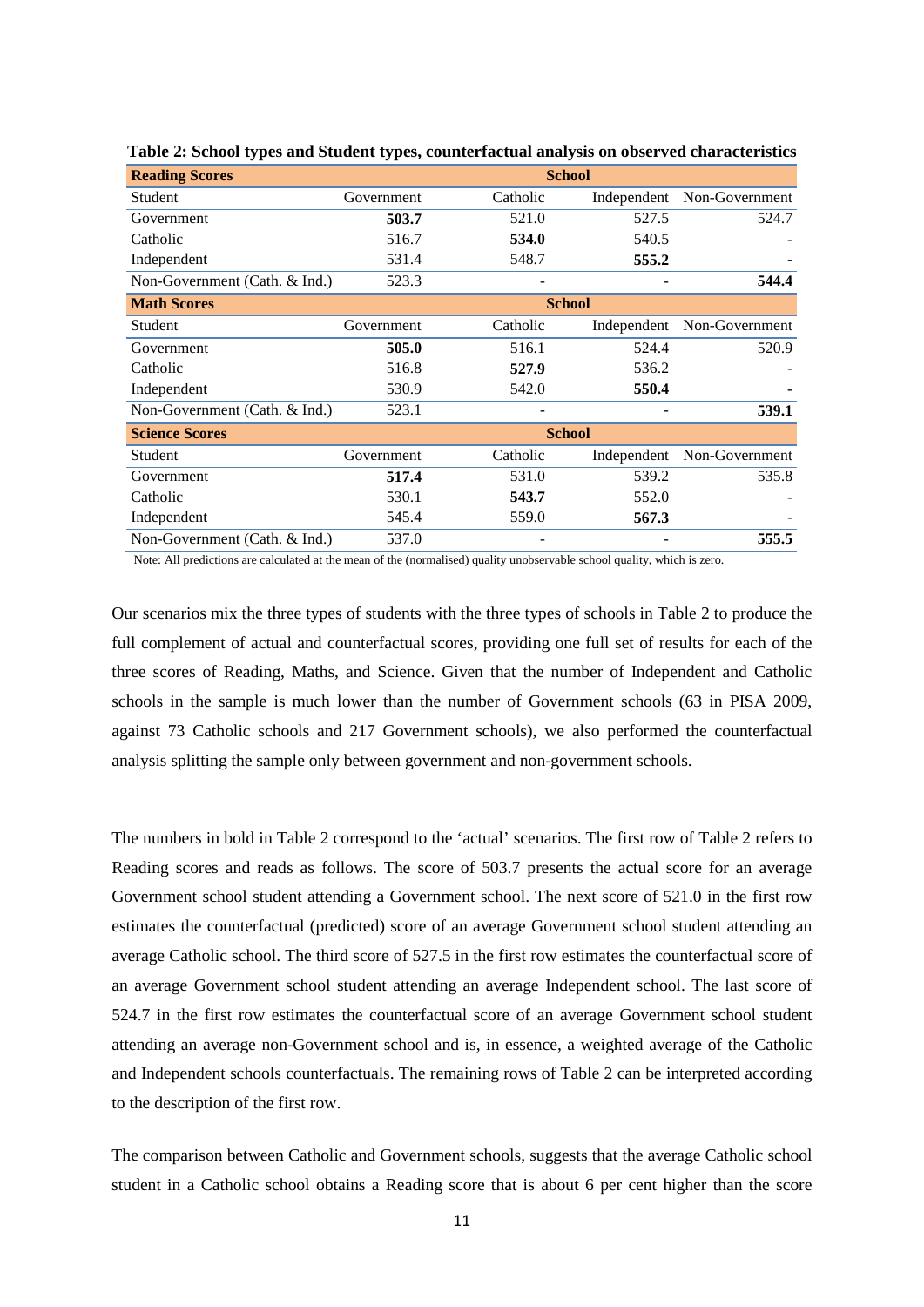**Table 2: School types and Student types, counterfactual analysis on observed characteristics**

| **Reading Scores** | **School** | | | |
|---|---|---|---|---|
| Student | Government | Catholic | Independent | Non-Government |
| Government | **503.7** | 521.0 | 527.5 | 524.7 |
| Catholic | 516.7 | **534.0** | 540.5 | - |
| Independent | 531.4 | 548.7 | **555.2** | - |
| Non-Government (Cath. & Ind.) | 523.3 | - | - | **544.4** |
| **Math Scores** | **School** | | | |
| Student | Government | Catholic | Independent | Non-Government |
| Government | **505.0** | 516.1 | 524.4 | 520.9 |
| Catholic | 516.8 | **527.9** | 536.2 | - |
| Independent | 530.9 | 542.0 | **550.4** | - |
| Non-Government (Cath. & Ind.) | 523.1 | - | - | **539.1** |
| **Science Scores** | **School** | | | |
| Student | Government | Catholic | Independent | Non-Government |
| Government | **517.4** | 531.0 | 539.2 | 535.8 |
| Catholic | 530.1 | **543.7** | 552.0 | - |
| Independent | 545.4 | 559.0 | **567.3** | - |
| Non-Government (Cath. & Ind.) | 537.0 | - | - | **555.5** |

Note: All predictions are calculated at the mean of the (normalised) quality unobservable school quality, which is zero.

Our scenarios mix the three types of students with the three types of schools in Table 2 to produce the full complement of actual and counterfactual scores, providing one full set of results for each of the three scores of Reading, Maths, and Science. Given that the number of Independent and Catholic schools in the sample is much lower than the number of Government schools (63 in PISA 2009, against 73 Catholic schools and 217 Government schools), we also performed the counterfactual analysis splitting the sample only between government and non-government schools.

The numbers in bold in Table 2 correspond to the 'actual' scenarios. The first row of Table 2 refers to Reading scores and reads as follows. The score of 503.7 presents the actual score for an average Government school student attending a Government school. The next score of 521.0 in the first row estimates the counterfactual (predicted) score of an average Government school student attending an average Catholic school. The third score of 527.5 in the first row estimates the counterfactual score of an average Government school student attending an average Independent school. The last score of 524.7 in the first row estimates the counterfactual score of an average Government school student attending an average non-Government school and is, in essence, a weighted average of the Catholic and Independent schools counterfactuals. The remaining rows of Table 2 can be interpreted according to the description of the first row.

The comparison between Catholic and Government schools, suggests that the average Catholic school student in a Catholic school obtains a Reading score that is about 6 per cent higher than the score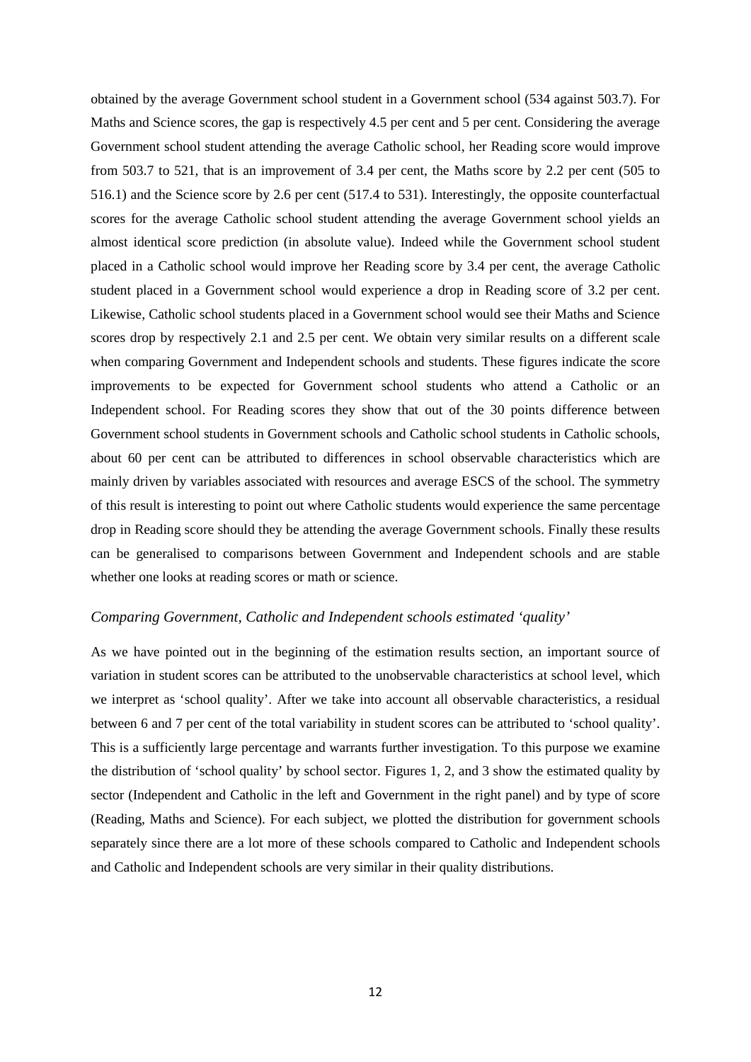obtained by the average Government school student in a Government school (534 against 503.7). For Maths and Science scores, the gap is respectively 4.5 per cent and 5 per cent. Considering the average Government school student attending the average Catholic school, her Reading score would improve from 503.7 to 521, that is an improvement of 3.4 per cent, the Maths score by 2.2 per cent (505 to 516.1) and the Science score by 2.6 per cent (517.4 to 531). Interestingly, the opposite counterfactual scores for the average Catholic school student attending the average Government school yields an almost identical score prediction (in absolute value). Indeed while the Government school student placed in a Catholic school would improve her Reading score by 3.4 per cent, the average Catholic student placed in a Government school would experience a drop in Reading score of 3.2 per cent. Likewise, Catholic school students placed in a Government school would see their Maths and Science scores drop by respectively 2.1 and 2.5 per cent. We obtain very similar results on a different scale when comparing Government and Independent schools and students. These figures indicate the score improvements to be expected for Government school students who attend a Catholic or an Independent school. For Reading scores they show that out of the 30 points difference between Government school students in Government schools and Catholic school students in Catholic schools, about 60 per cent can be attributed to differences in school observable characteristics which are mainly driven by variables associated with resources and average ESCS of the school. The symmetry of this result is interesting to point out where Catholic students would experience the same percentage drop in Reading score should they be attending the average Government schools. Finally these results can be generalised to comparisons between Government and Independent schools and are stable whether one looks at reading scores or math or science.

### *Comparing Government, Catholic and Independent schools estimated 'quality'*

As we have pointed out in the beginning of the estimation results section, an important source of variation in student scores can be attributed to the unobservable characteristics at school level, which we interpret as 'school quality'. After we take into account all observable characteristics, a residual between 6 and 7 per cent of the total variability in student scores can be attributed to 'school quality'. This is a sufficiently large percentage and warrants further investigation. To this purpose we examine the distribution of 'school quality' by school sector. Figures 1, 2, and 3 show the estimated quality by sector (Independent and Catholic in the left and Government in the right panel) and by type of score (Reading, Maths and Science). For each subject, we plotted the distribution for government schools separately since there are a lot more of these schools compared to Catholic and Independent schools and Catholic and Independent schools are very similar in their quality distributions.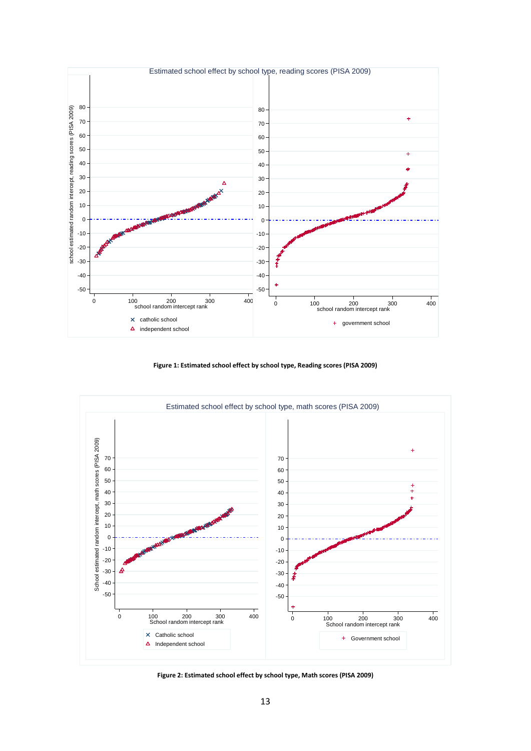**Figure 1: Estimated school effect by school type, Reading scores (PISA 2009)**

**Figure 2: Estimated school effect by school type, Math scores (PISA 2009)**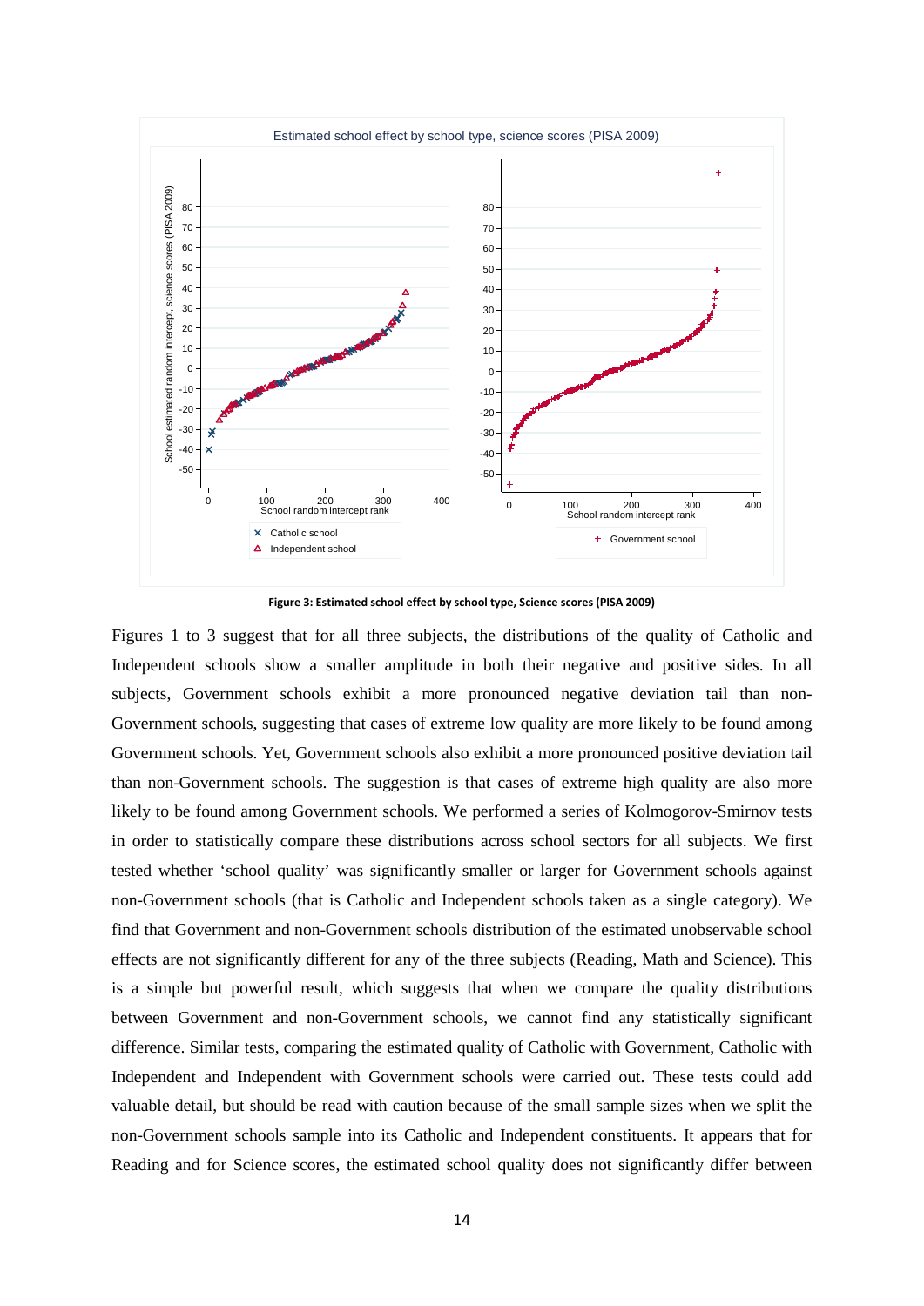Figure 3: Estimated school effect by school type, Science scores (PISA 2009)

Figures 1 to 3 suggest that for all three subjects, the distributions of the quality of Catholic and Independent schools show a smaller amplitude in both their negative and positive sides. In all subjects, Government schools exhibit a more pronounced negative deviation tail than non-Government schools, suggesting that cases of extreme low quality are more likely to be found among Government schools. Yet, Government schools also exhibit a more pronounced positive deviation tail than non-Government schools. The suggestion is that cases of extreme high quality are also more likely to be found among Government schools. We performed a series of Kolmogorov-Smirnov tests in order to statistically compare these distributions across school sectors for all subjects. We first tested whether 'school quality' was significantly smaller or larger for Government schools against non-Government schools (that is Catholic and Independent schools taken as a single category). We find that Government and non-Government schools distribution of the estimated unobservable school effects are not significantly different for any of the three subjects (Reading, Math and Science). This is a simple but powerful result, which suggests that when we compare the quality distributions between Government and non-Government schools, we cannot find any statistically significant difference. Similar tests, comparing the estimated quality of Catholic with Government, Catholic with Independent and Independent with Government schools were carried out. These tests could add valuable detail, but should be read with caution because of the small sample sizes when we split the non-Government schools sample into its Catholic and Independent constituents. It appears that for Reading and for Science scores, the estimated school quality does not significantly differ between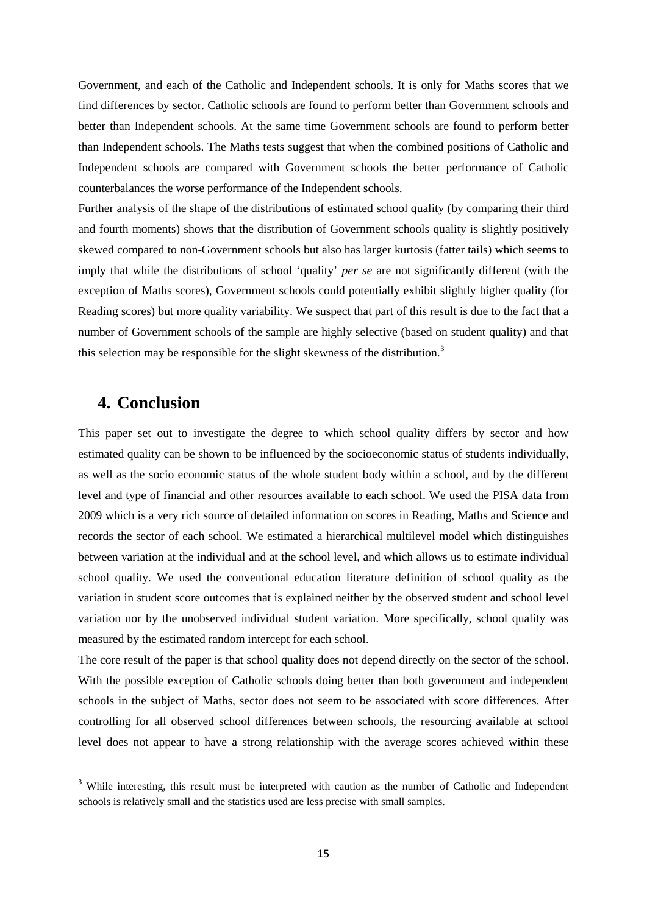Government, and each of the Catholic and Independent schools. It is only for Maths scores that we find differences by sector. Catholic schools are found to perform better than Government schools and better than Independent schools. At the same time Government schools are found to perform better than Independent schools. The Maths tests suggest that when the combined positions of Catholic and Independent schools are compared with Government schools the better performance of Catholic counterbalances the worse performance of the Independent schools.

Further analysis of the shape of the distributions of estimated school quality (by comparing their third and fourth moments) shows that the distribution of Government schools quality is slightly positively skewed compared to non-Government schools but also has larger kurtosis (fatter tails) which seems to imply that while the distributions of school 'quality' *per se* are not significantly different (with the exception of Maths scores), Government schools could potentially exhibit slightly higher quality (for Reading scores) but more quality variability. We suspect that part of this result is due to the fact that a number of Government schools of the sample are highly selective (based on student quality) and that this selection may be responsible for the slight skewness of the distribution.[3]

## 4. Conclusion

This paper set out to investigate the degree to which school quality differs by sector and how estimated quality can be shown to be influenced by the socioeconomic status of students individually, as well as the socio economic status of the whole student body within a school, and by the different level and type of financial and other resources available to each school. We used the PISA data from 2009 which is a very rich source of detailed information on scores in Reading, Maths and Science and records the sector of each school. We estimated a hierarchical multilevel model which distinguishes between variation at the individual and at the school level, and which allows us to estimate individual school quality. We used the conventional education literature definition of school quality as the variation in student score outcomes that is explained neither by the observed student and school level variation nor by the unobserved individual student variation. More specifically, school quality was measured by the estimated random intercept for each school.

The core result of the paper is that school quality does not depend directly on the sector of the school. With the possible exception of Catholic schools doing better than both government and independent schools in the subject of Maths, sector does not seem to be associated with score differences. After controlling for all observed school differences between schools, the resourcing available at school level does not appear to have a strong relationship with the average scores achieved within these

[3] While interesting, this result must be interpreted with caution as the number of Catholic and Independent schools is relatively small and the statistics used are less precise with small samples.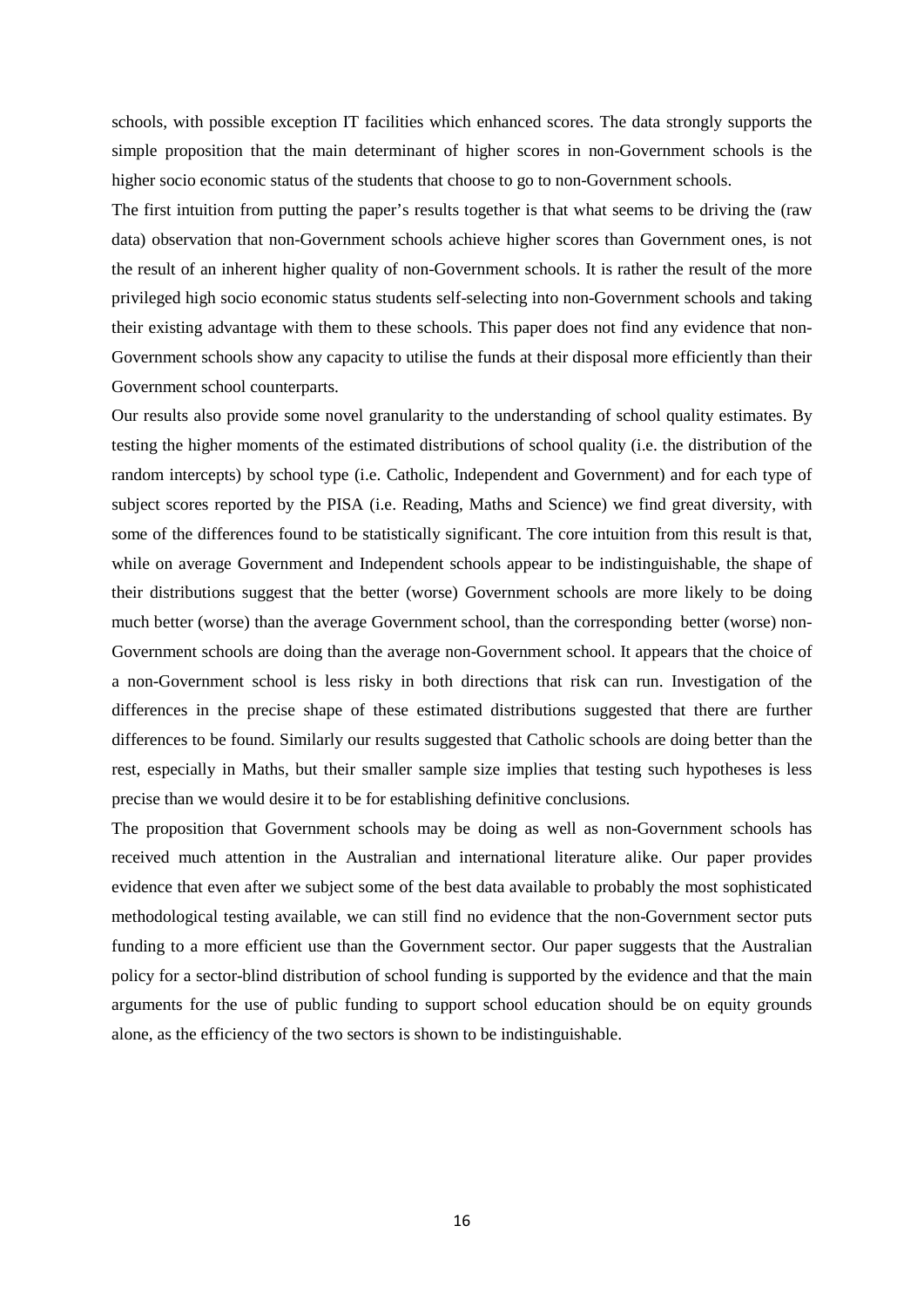schools, with possible exception IT facilities which enhanced scores. The data strongly supports the simple proposition that the main determinant of higher scores in non-Government schools is the higher socio economic status of the students that choose to go to non-Government schools.

The first intuition from putting the paper's results together is that what seems to be driving the (raw data) observation that non-Government schools achieve higher scores than Government ones, is not the result of an inherent higher quality of non-Government schools. It is rather the result of the more privileged high socio economic status students self-selecting into non-Government schools and taking their existing advantage with them to these schools. This paper does not find any evidence that non-Government schools show any capacity to utilise the funds at their disposal more efficiently than their Government school counterparts.

Our results also provide some novel granularity to the understanding of school quality estimates. By testing the higher moments of the estimated distributions of school quality (i.e. the distribution of the random intercepts) by school type (i.e. Catholic, Independent and Government) and for each type of subject scores reported by the PISA (i.e. Reading, Maths and Science) we find great diversity, with some of the differences found to be statistically significant. The core intuition from this result is that, while on average Government and Independent schools appear to be indistinguishable, the shape of their distributions suggest that the better (worse) Government schools are more likely to be doing much better (worse) than the average Government school, than the corresponding better (worse) non-Government schools are doing than the average non-Government school. It appears that the choice of a non-Government school is less risky in both directions that risk can run. Investigation of the differences in the precise shape of these estimated distributions suggested that there are further differences to be found. Similarly our results suggested that Catholic schools are doing better than the rest, especially in Maths, but their smaller sample size implies that testing such hypotheses is less precise than we would desire it to be for establishing definitive conclusions.

The proposition that Government schools may be doing as well as non-Government schools has received much attention in the Australian and international literature alike. Our paper provides evidence that even after we subject some of the best data available to probably the most sophisticated methodological testing available, we can still find no evidence that the non-Government sector puts funding to a more efficient use than the Government sector. Our paper suggests that the Australian policy for a sector-blind distribution of school funding is supported by the evidence and that the main arguments for the use of public funding to support school education should be on equity grounds alone, as the efficiency of the two sectors is shown to be indistinguishable.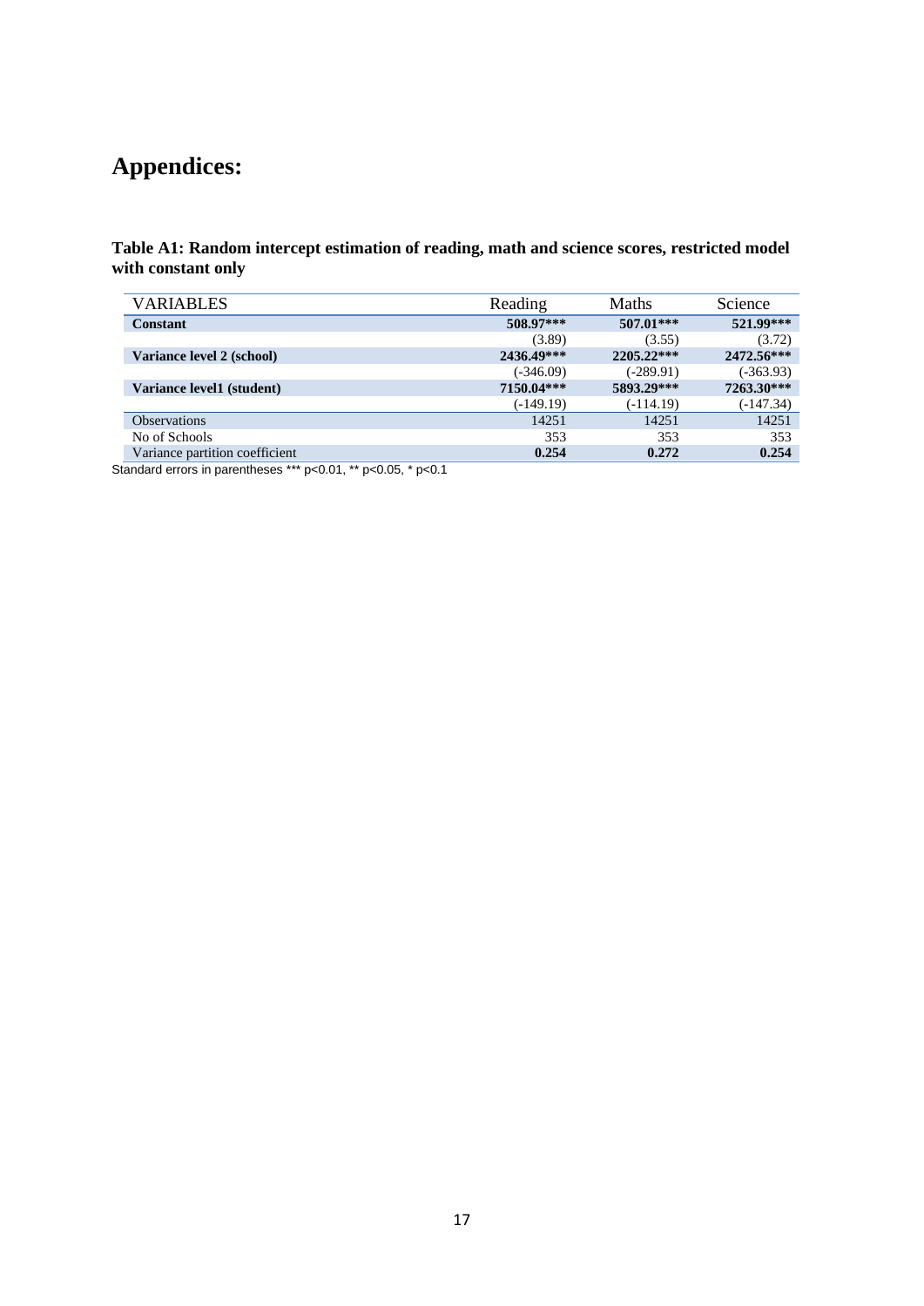# Appendices:

**Table A1: Random intercept estimation of reading, math and science scores, restricted model with constant only**

| VARIABLES | Reading | Maths | Science |
|---|---|---|---|
| **Constant** | **508.97*** ** | **507.01*** ** | **521.99*** ** |
| | (3.89) | (3.55) | (3.72) |
| **Variance level 2 (school)** | **2436.49*** ** | **2205.22*** ** | **2472.56*** ** |
| | (-346.09) | (-289.91) | (-363.93) |
| **Variance level1 (student)** | **7150.04*** ** | **5893.29*** ** | **7263.30*** ** |
| | (-149.19) | (-114.19) | (-147.34) |
| Observations | 14251 | 14251 | 14251 |
| No of Schools | 353 | 353 | 353 |
| Variance partition coefficient | **0.254** | **0.272** | **0.254** |

Standard errors in parentheses *** p<0.01, ** p<0.05, * p<0.1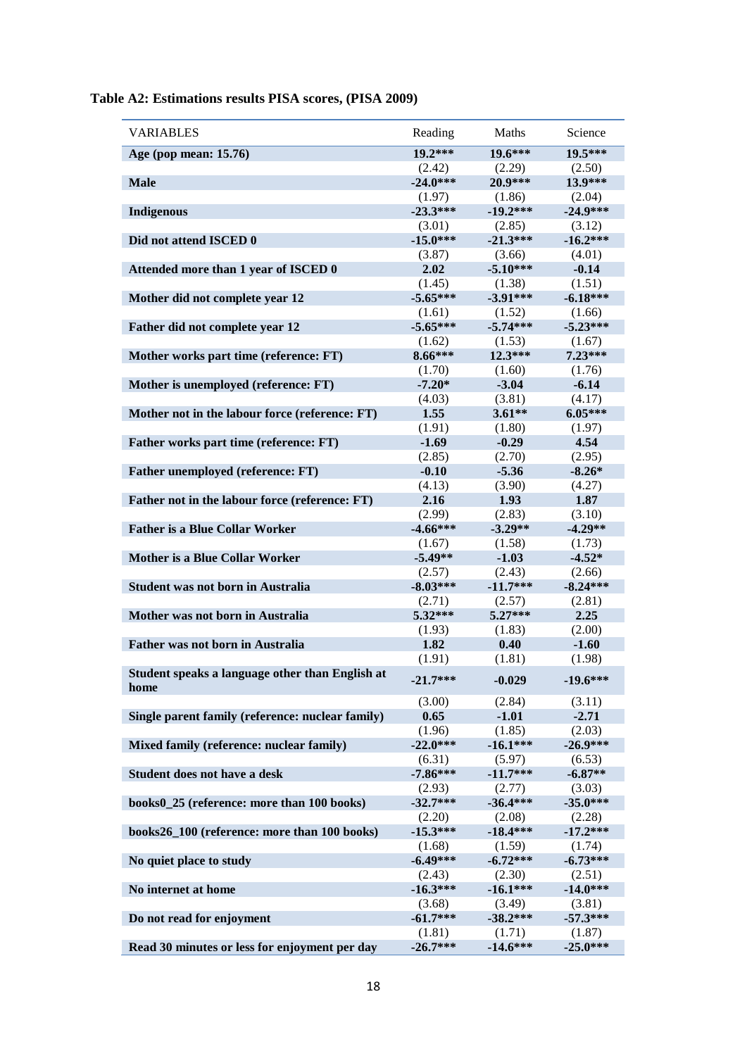**Table A2: Estimations results PISA scores, (PISA 2009)**

| VARIABLES | Reading | Maths | Science |
|---|---|---|---|
| **Age (pop mean: 15.76)** | **19.2*****| **19.6***** | **19.5***** |
| | (2.42) | (2.29) | (2.50) |
| **Male** | **-24.0***** | **20.9***** | **13.9***** |
| | (1.97) | (1.86) | (2.04) |
| **Indigenous** | **-23.3***** | **-19.2***** | **-24.9***** |
| | (3.01) | (2.85) | (3.12) |
| **Did not attend ISCED 0** | **-15.0***** | **-21.3***** | **-16.2***** |
| | (3.87) | (3.66) | (4.01) |
| **Attended more than 1 year of ISCED 0** | **2.02** | **-5.10***** | **-0.14** |
| | (1.45) | (1.38) | (1.51) |
| **Mother did not complete year 12** | **-5.65***** | **-3.91***** | **-6.18***** |
| | (1.61) | (1.52) | (1.66) |
| **Father did not complete year 12** | **-5.65***** | **-5.74***** | **-5.23***** |
| | (1.62) | (1.53) | (1.67) |
| **Mother works part time (reference: FT)** | **8.66***** | **12.3***** | **7.23***** |
| | (1.70) | (1.60) | (1.76) |
| **Mother is unemployed (reference: FT)** | **-7.20*** | **-3.04** | **-6.14** |
| | (4.03) | (3.81) | (4.17) |
| **Mother not in the labour force (reference: FT)** | **1.55** | **3.61**** | **6.05***** |
| | (1.91) | (1.80) | (1.97) |
| **Father works part time (reference: FT)** | **-1.69** | **-0.29** | **4.54** |
| | (2.85) | (2.70) | (2.95) |
| **Father unemployed (reference: FT)** | **-0.10** | **-5.36** | **-8.26*** |
| | (4.13) | (3.90) | (4.27) |
| **Father not in the labour force (reference: FT)** | **2.16** | **1.93** | **1.87** |
| | (2.99) | (2.83) | (3.10) |
| **Father is a Blue Collar Worker** | **-4.66***** | **-3.29**** | **-4.29**** |
| | (1.67) | (1.58) | (1.73) |
| **Mother is a Blue Collar Worker** | **-5.49**** | **-1.03** | **-4.52*** |
| | (2.57) | (2.43) | (2.66) |
| **Student was not born in Australia** | **-8.03***** | **-11.7***** | **-8.24***** |
| | (2.71) | (2.57) | (2.81) |
| **Mother was not born in Australia** | **5.32***** | **5.27***** | **2.25** |
| | (1.93) | (1.83) | (2.00) |
| **Father was not born in Australia** | **1.82** | **0.40** | **-1.60** |
| | (1.91) | (1.81) | (1.98) |
| **Student speaks a language other than English at home** | **-21.7***** | **-0.029** | **-19.6***** |
| | (3.00) | (2.84) | (3.11) |
| **Single parent family (reference: nuclear family)** | **0.65** | **-1.01** | **-2.71** |
| | (1.96) | (1.85) | (2.03) |
| **Mixed family (reference: nuclear family)** | **-22.0***** | **-16.1***** | **-26.9***** |
| | (6.31) | (5.97) | (6.53) |
| **Student does not have a desk** | **-7.86***** | **-11.7***** | **-6.87**** |
| | (2.93) | (2.77) | (3.03) |
| **books0_25 (reference: more than 100 books)** | **-32.7***** | **-36.4***** | **-35.0***** |
| | (2.20) | (2.08) | (2.28) |
| **books26_100 (reference: more than 100 books)** | **-15.3***** | **-18.4***** | **-17.2***** |
| | (1.68) | (1.59) | (1.74) |
| **No quiet place to study** | **-6.49***** | **-6.72***** | **-6.73***** |
| | (2.43) | (2.30) | (2.51) |
| **No internet at home** | **-16.3***** | **-16.1***** | **-14.0***** |
| | (3.68) | (3.49) | (3.81) |
| **Do not read for enjoyment** | **-61.7***** | **-38.2***** | **-57.3***** |
| | (1.81) | (1.71) | (1.87) |
| **Read 30 minutes or less for enjoyment per day** | **-26.7***** | **-14.6***** | **-25.0***** |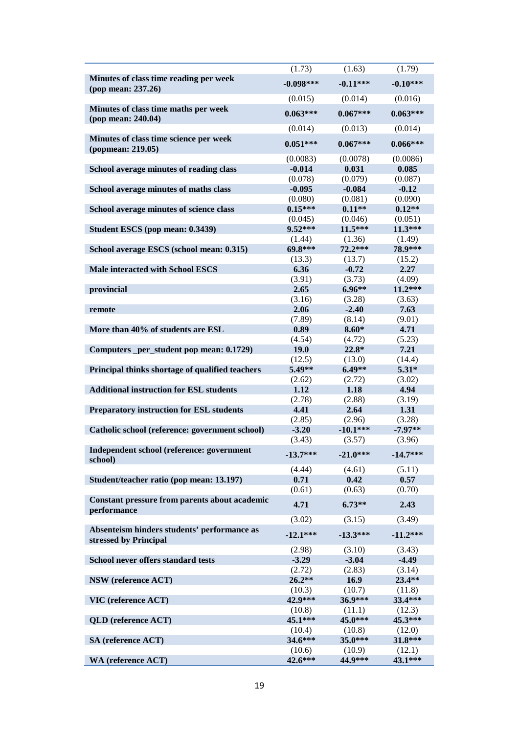| | | | |
|---|---|---|---|
| | (1.73) | (1.63) | (1.79) |
| **Minutes of class time reading per week (pop mean: 237.26)** | **-0.098*** ** | **-0.11*** ** | **-0.10*** ** |
| | (0.015) | (0.014) | (0.016) |
| **Minutes of class time maths per week (pop mean: 240.04)** | **0.063*** ** | **0.067*** ** | **0.063*** ** |
| | (0.014) | (0.013) | (0.014) |
| **Minutes of class time science per week (popmean: 219.05)** | **0.051*** ** | **0.067*** ** | **0.066*** ** |
| | (0.0083) | (0.0078) | (0.0086) |
| **School average minutes of reading class** | **-0.014** | **0.031** | **0.085** |
| | (0.078) | (0.079) | (0.087) |
| **School average minutes of maths class** | **-0.095** | **-0.084** | **-0.12** |
| | (0.080) | (0.081) | (0.090) |
| **School average minutes of science class** | **0.15*** ** | **0.11** ** | **0.12** ** |
| | (0.045) | (0.046) | (0.051) |
| **Student ESCS (pop mean: 0.3439)** | **9.52*** ** | **11.5*** ** | **11.3*** ** |
| | (1.44) | (1.36) | (1.49) |
| **School average ESCS (school mean: 0.315)** | **69.8*** ** | **72.2*** ** | **78.9*** ** |
| | (13.3) | (13.7) | (15.2) |
| **Male interacted with School ESCS** | **6.36** | **-0.72** | **2.27** |
| | (3.91) | (3.73) | (4.09) |
| **provincial** | **2.65** | **6.96** ** | **11.2*** ** |
| | (3.16) | (3.28) | (3.63) |
| **remote** | **2.06** | **-2.40** | **7.63** |
| | (7.89) | (8.14) | (9.01) |
| **More than 40% of students are ESL** | **0.89** | **8.60* ** | **4.71** |
| | (4.54) | (4.72) | (5.23) |
| **Computers _per_student pop mean: 0.1729)** | **19.0** | **22.8* ** | **7.21** |
| | (12.5) | (13.0) | (14.4) |
| **Principal thinks shortage of qualified teachers** | **5.49** ** | **6.49** ** | **5.31* ** |
| | (2.62) | (2.72) | (3.02) |
| **Additional instruction for ESL students** | **1.12** | **1.18** | **4.94** |
| | (2.78) | (2.88) | (3.19) |
| **Preparatory instruction for ESL students** | **4.41** | **2.64** | **1.31** |
| | (2.85) | (2.96) | (3.28) |
| **Catholic school (reference: government school)** | **-3.20** | **-10.1*** ** | **-7.97** ** |
| | (3.43) | (3.57) | (3.96) |
| **Independent school (reference: government school)** | **-13.7*** ** | **-21.0*** ** | **-14.7*** ** |
| | (4.44) | (4.61) | (5.11) |
| **Student/teacher ratio (pop mean: 13.197)** | **0.71** | **0.42** | **0.57** |
| | (0.61) | (0.63) | (0.70) |
| **Constant pressure from parents about academic performance** | **4.71** | **6.73** ** | **2.43** |
| | (3.02) | (3.15) | (3.49) |
| **Absenteeism hinders students' performance as stressed by Principal** | **-12.1*** ** | **-13.3*** ** | **-11.2*** ** |
| | (2.98) | (3.10) | (3.43) |
| **School never offers standard tests** | **-3.29** | **-3.04** | **-4.49** |
| | (2.72) | (2.83) | (3.14) |
| **NSW (reference ACT)** | **26.2** ** | **16.9** | **23.4** ** |
| | (10.3) | (10.7) | (11.8) |
| **VIC (reference ACT)** | **42.9*** ** | **36.9*** ** | **33.4*** ** |
| | (10.8) | (11.1) | (12.3) |
| **QLD (reference ACT)** | **45.1*** ** | **45.0*** ** | **45.3*** ** |
| | (10.4) | (10.8) | (12.0) |
| **SA (reference ACT)** | **34.6*** ** | **35.0*** ** | **31.8*** ** |
| | (10.6) | (10.9) | (12.1) |
| **WA (reference ACT)** | **42.6*** ** | **44.9*** ** | **43.1*** ** |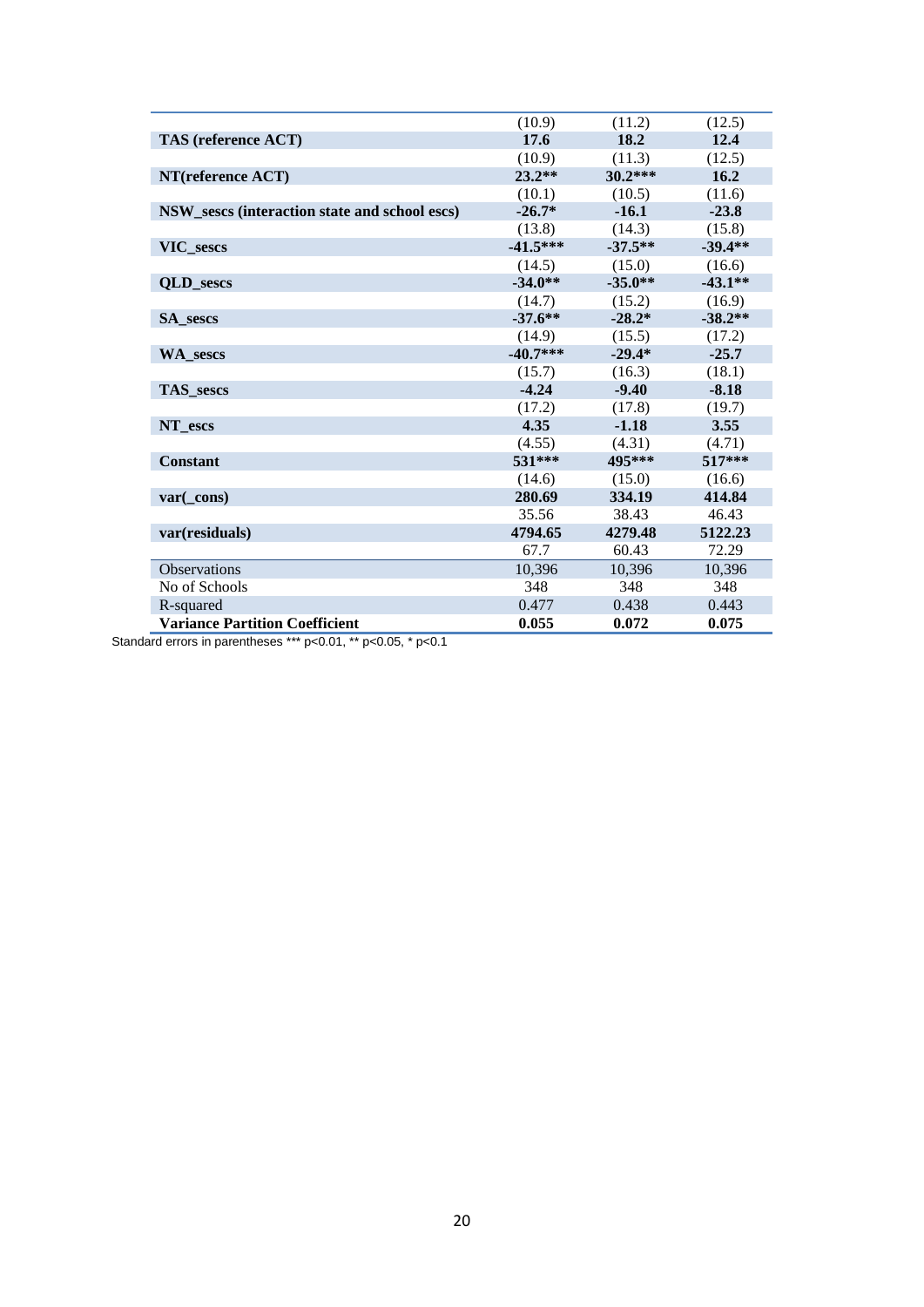| | | | |
|---|---|---|---|
| | (10.9) | (11.2) | (12.5) |
| **TAS (reference ACT)** | **17.6** | **18.2** | **12.4** |
| | (10.9) | (11.3) | (12.5) |
| **NT(reference ACT)** | **23.2**** | **30.2***** | **16.2** |
| | (10.1) | (10.5) | (11.6) |
| **NSW_sescs (interaction state and school escs)** | **-26.7*** | **-16.1** | **-23.8** |
| | (13.8) | (14.3) | (15.8) |
| **VIC_sescs** | **-41.5***** | **-37.5**** | **-39.4**** |
| | (14.5) | (15.0) | (16.6) |
| **QLD_sescs** | **-34.0**** | **-35.0**** | **-43.1**** |
| | (14.7) | (15.2) | (16.9) |
| **SA_sescs** | **-37.6**** | **-28.2*** | **-38.2**** |
| | (14.9) | (15.5) | (17.2) |
| **WA_sescs** | **-40.7***** | **-29.4*** | **-25.7** |
| | (15.7) | (16.3) | (18.1) |
| **TAS_sescs** | **-4.24** | **-9.40** | **-8.18** |
| | (17.2) | (17.8) | (19.7) |
| **NT_escs** | **4.35** | **-1.18** | **3.55** |
| | (4.55) | (4.31) | (4.71) |
| **Constant** | **531***** | **495***** | **517***** |
| | (14.6) | (15.0) | (16.6) |
| **var(_cons)** | **280.69** | **334.19** | **414.84** |
| | 35.56 | 38.43 | 46.43 |
| **var(residuals)** | **4794.65** | **4279.48** | **5122.23** |
| | 67.7 | 60.43 | 72.29 |
| Observations | 10,396 | 10,396 | 10,396 |
| No of Schools | 348 | 348 | 348 |
| R-squared | 0.477 | 0.438 | 0.443 |
| **Variance Partition Coefficient** | **0.055** | **0.072** | **0.075** |

Standard errors in parentheses *** p<0.01, ** p<0.05, * p<0.1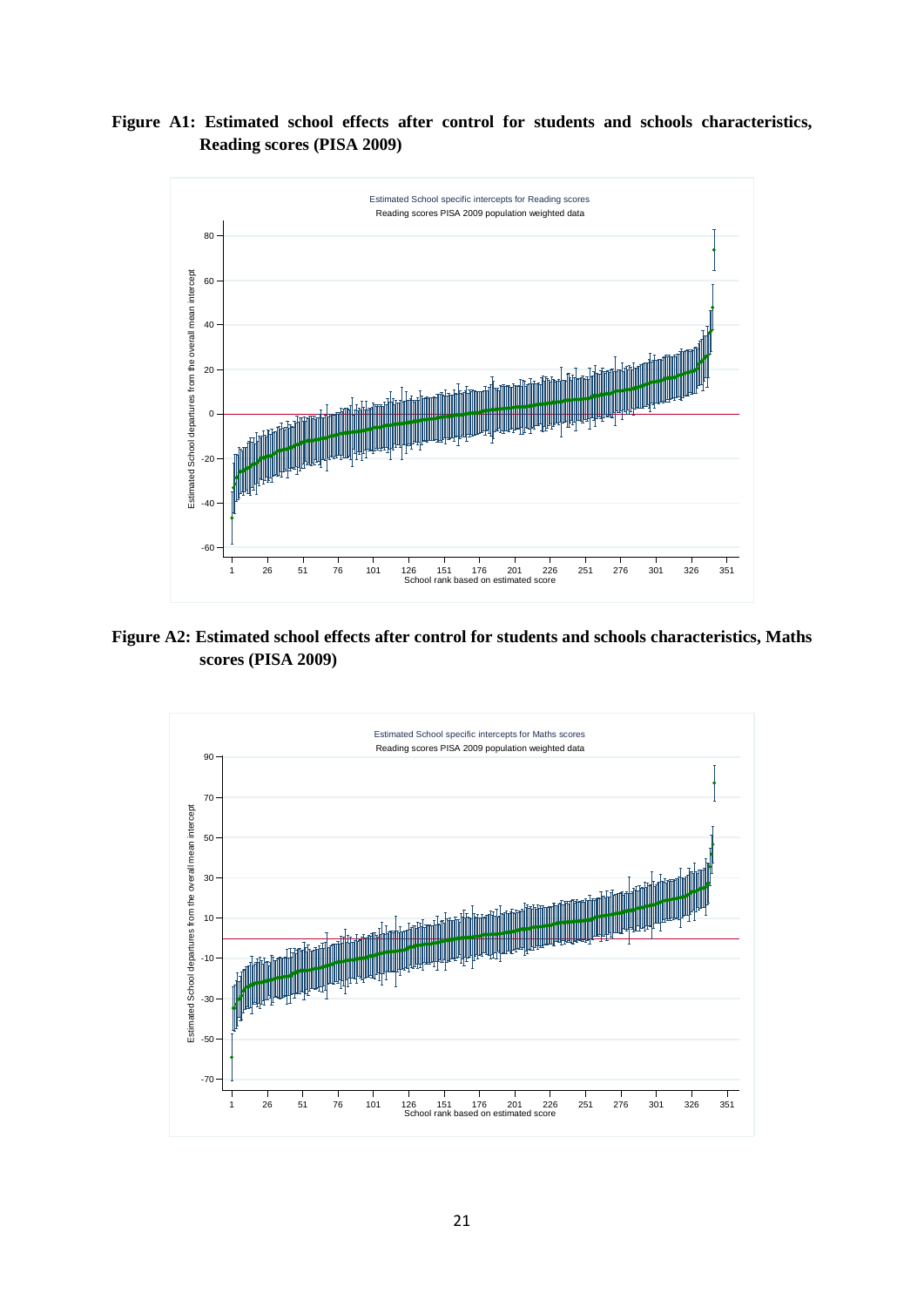**Figure A1: Estimated school effects after control for students and schools characteristics, Reading scores (PISA 2009)**

**Figure A2: Estimated school effects after control for students and schools characteristics, Maths scores (PISA 2009)**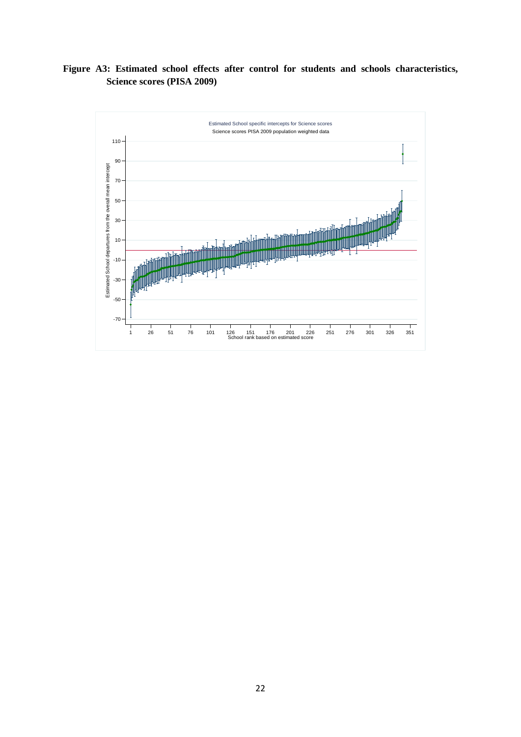**Figure A3: Estimated school effects after control for students and schools characteristics, Science scores (PISA 2009)**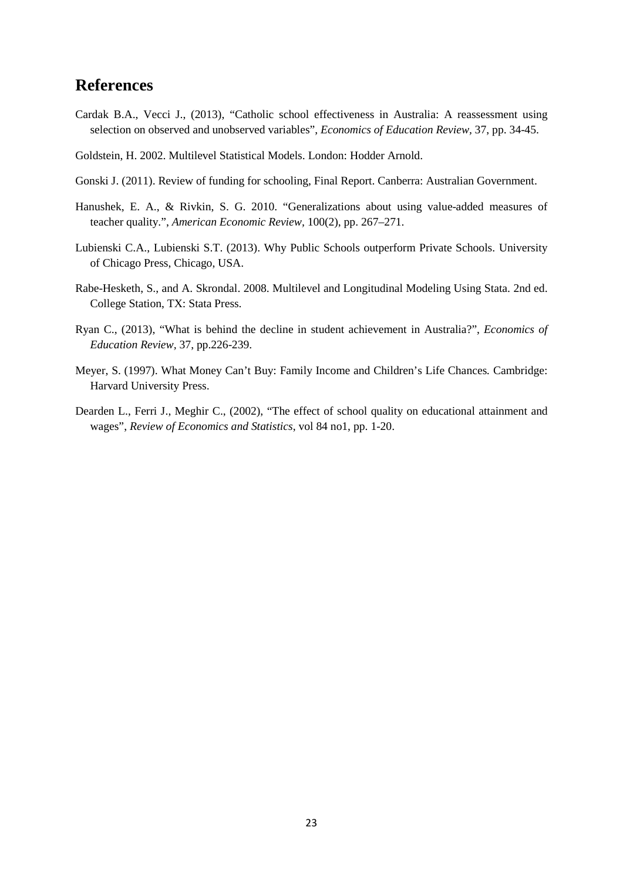## References

Cardak B.A., Vecci J., (2013), "Catholic school effectiveness in Australia: A reassessment using selection on observed and unobserved variables", *Economics of Education Review*, 37, pp. 34-45.

Goldstein, H. 2002. Multilevel Statistical Models. London: Hodder Arnold.

Gonski J. (2011). Review of funding for schooling, Final Report. Canberra: Australian Government.

Hanushek, E. A., & Rivkin, S. G. 2010. "Generalizations about using value-added measures of teacher quality.", *American Economic Review*, 100(2), pp. 267–271.

Lubienski C.A., Lubienski S.T. (2013). Why Public Schools outperform Private Schools. University of Chicago Press, Chicago, USA.

Rabe-Hesketh, S., and A. Skrondal. 2008. Multilevel and Longitudinal Modeling Using Stata. 2nd ed. College Station, TX: Stata Press.

Ryan C., (2013), "What is behind the decline in student achievement in Australia?", *Economics of Education Review*, 37, pp.226-239.

Meyer, S. (1997). What Money Can't Buy: Family Income and Children's Life Chances*.* Cambridge: Harvard University Press.

Dearden L., Ferri J., Meghir C., (2002), "The effect of school quality on educational attainment and wages", *Review of Economics and Statistics*, vol 84 no1, pp. 1-20.